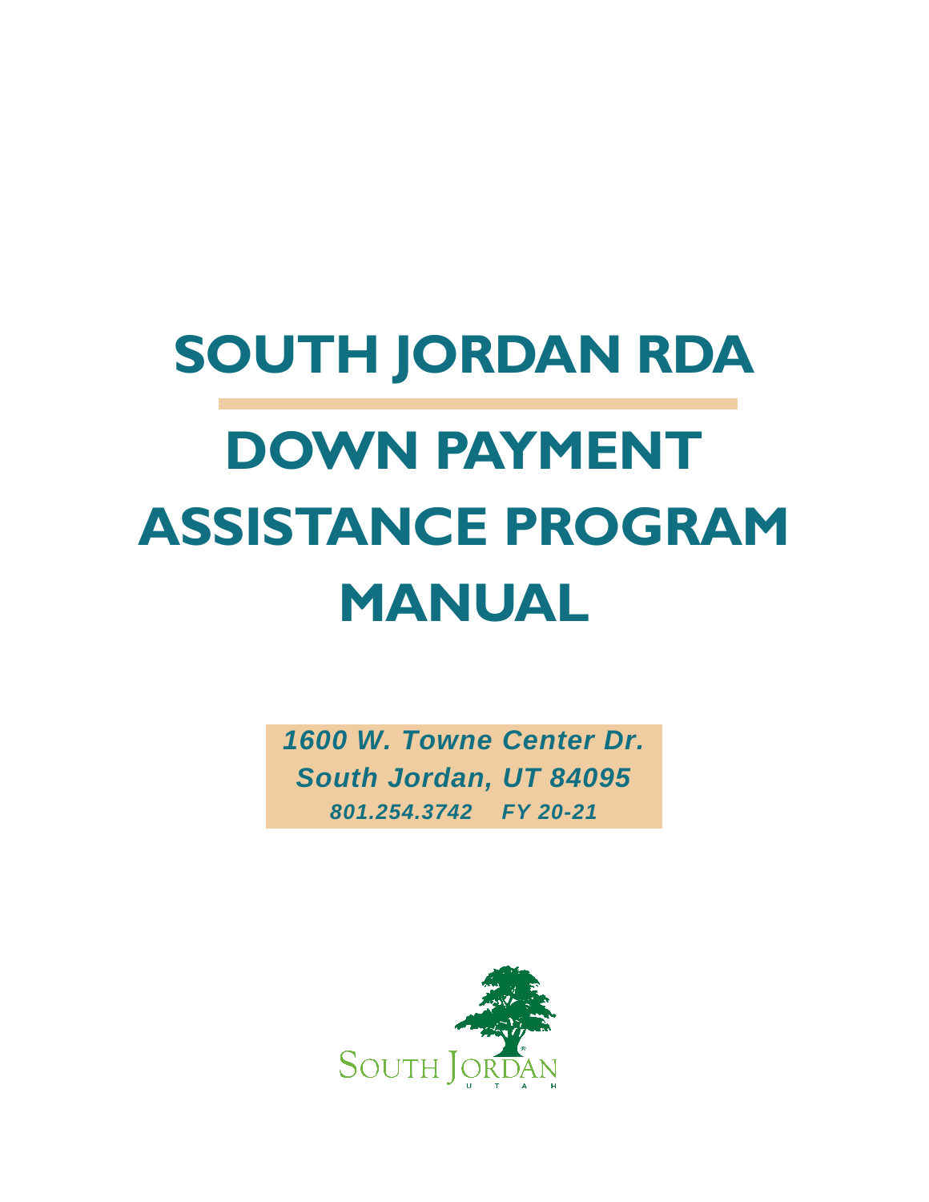# SOUTH JORDAN RDA

# DOWN PAYMENT ASSISTANCE PROGRAM MANUAL

*1600 W. Towne Center Dr.*
*South Jordan, UT 84095*
*801.254.3742 FY 20-21*

SOUTH JORDAN
UTAH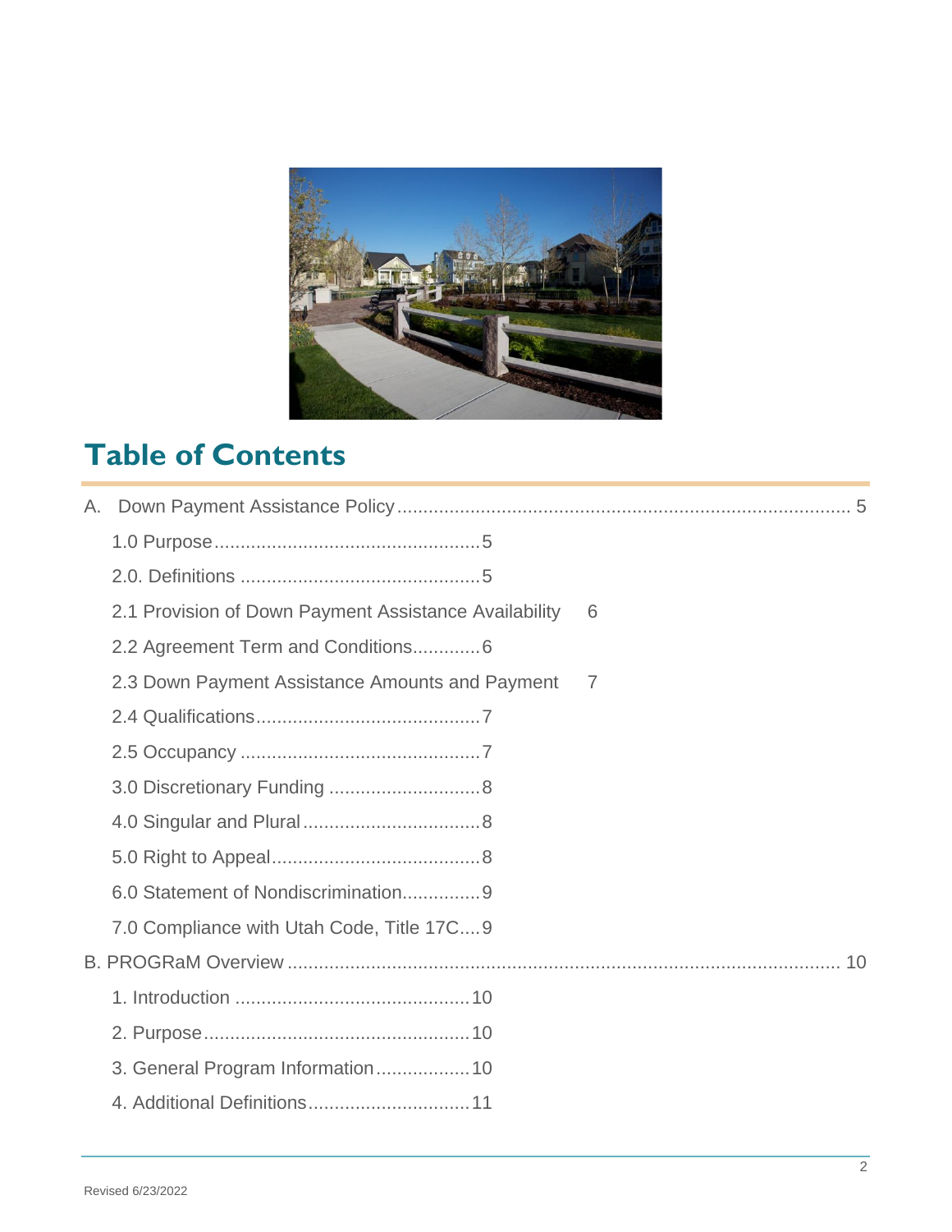## Table of Contents

A. Down Payment Assistance Policy .......... 5

- 1.0 Purpose .......... 5
- 2.0. Definitions .......... 5
- 2.1 Provision of Down Payment Assistance Availability 6
- 2.2 Agreement Term and Conditions .......... 6
- 2.3 Down Payment Assistance Amounts and Payment 7
- 2.4 Qualifications .......... 7
- 2.5 Occupancy .......... 7
- 3.0 Discretionary Funding .......... 8
- 4.0 Singular and Plural .......... 8
- 5.0 Right to Appeal .......... 8
- 6.0 Statement of Nondiscrimination .......... 9
- 7.0 Compliance with Utah Code, Title 17C .......... 9

B. PROGRaM Overview .......... 10

- 1. Introduction .......... 10
- 2. Purpose .......... 10
- 3. General Program Information .......... 10
- 4. Additional Definitions .......... 11

Revised 6/23/2022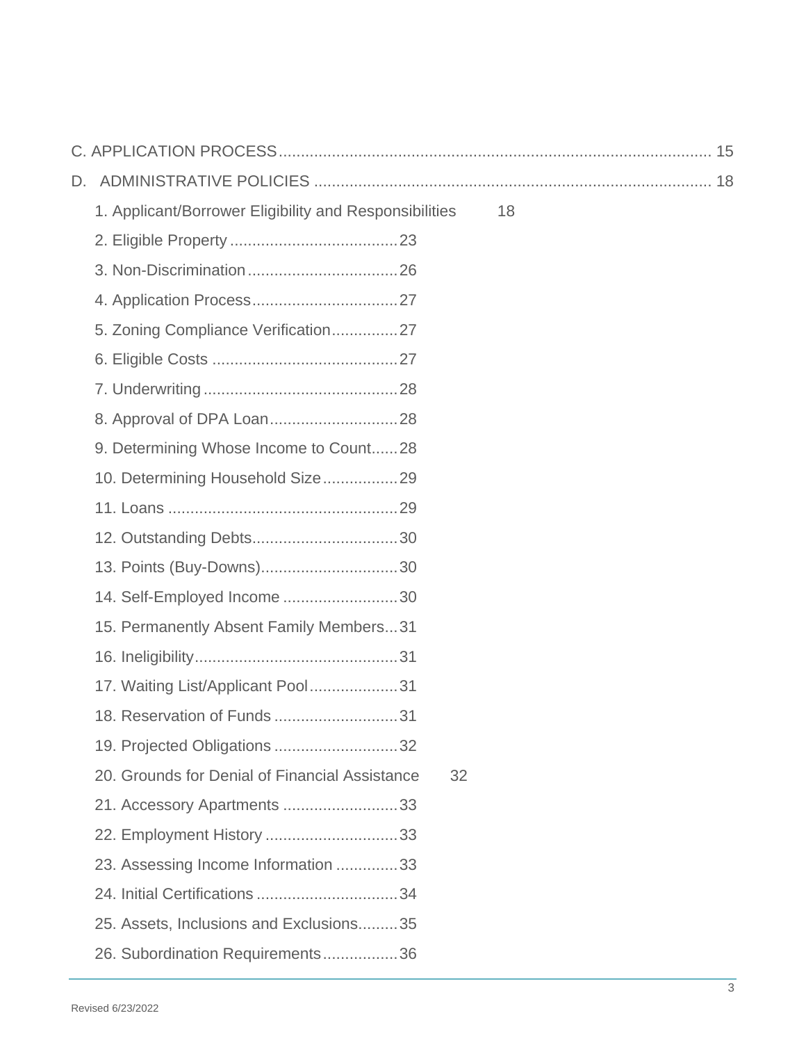C. APPLICATION PROCESS ..................................................................................................... 15

D. ADMINISTRATIVE POLICIES ........................................................................................... 18

1. Applicant/Borrower Eligibility and Responsibilities 18
2. Eligible Property ..................................... 23
3. Non-Discrimination ................................. 26
4. Application Process ................................ 27
5. Zoning Compliance Verification ............... 27
6. Eligible Costs .......................................... 27
7. Underwriting ........................................... 28
8. Approval of DPA Loan ............................ 28
9. Determining Whose Income to Count ...... 28
10. Determining Household Size ................. 29
11. Loans ................................................... 29
12. Outstanding Debts ................................ 30
13. Points (Buy-Downs) ............................... 30
14. Self-Employed Income .......................... 30
15. Permanently Absent Family Members ... 31
16. Ineligibility ............................................. 31
17. Waiting List/Applicant Pool .................... 31
18. Reservation of Funds ............................ 31
19. Projected Obligations ............................ 32
20. Grounds for Denial of Financial Assistance 32
21. Accessory Apartments .......................... 33
22. Employment History .............................. 33
23. Assessing Income Information .............. 33
24. Initial Certifications ................................ 34
25. Assets, Inclusions and Exclusions ......... 35
26. Subordination Requirements ................. 36

Revised 6/23/2022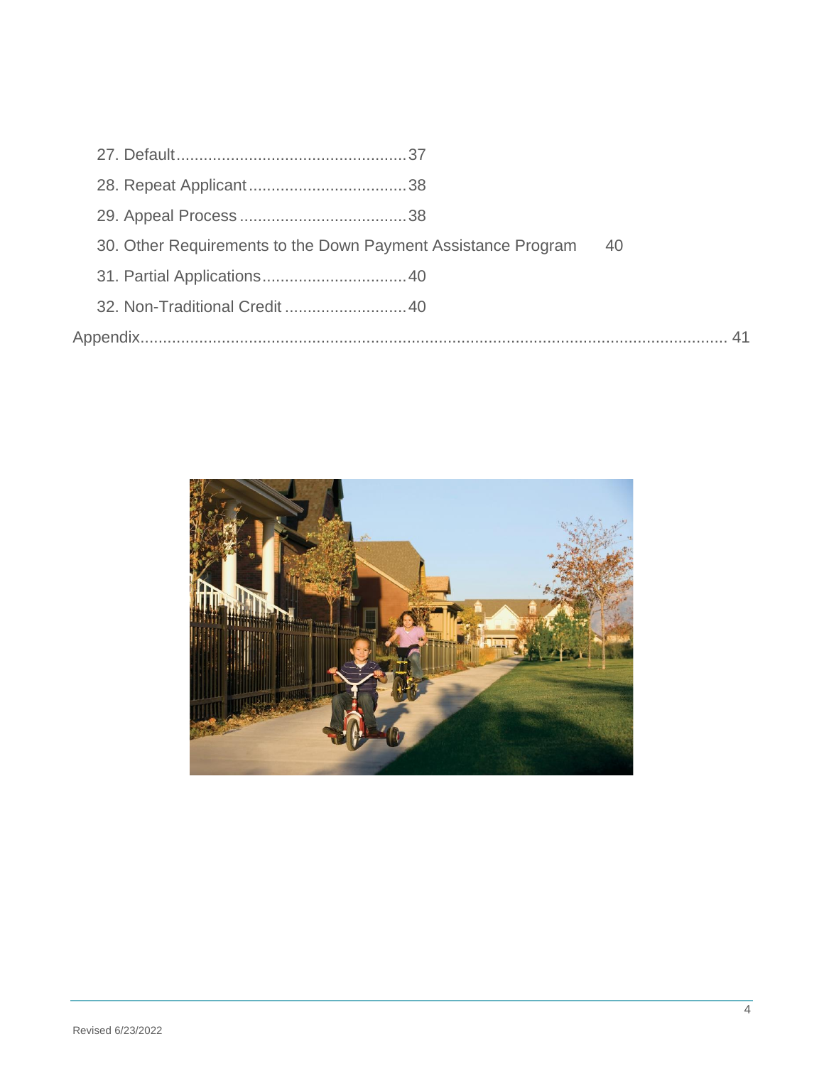27. Default....................................................37

28. Repeat Applicant....................................38

29. Appeal Process.......................................38

30. Other Requirements to the Down Payment Assistance Program 40

31. Partial Applications.................................40

32. Non-Traditional Credit............................40

Appendix.............................................................................................................................. 41

Revised 6/23/2022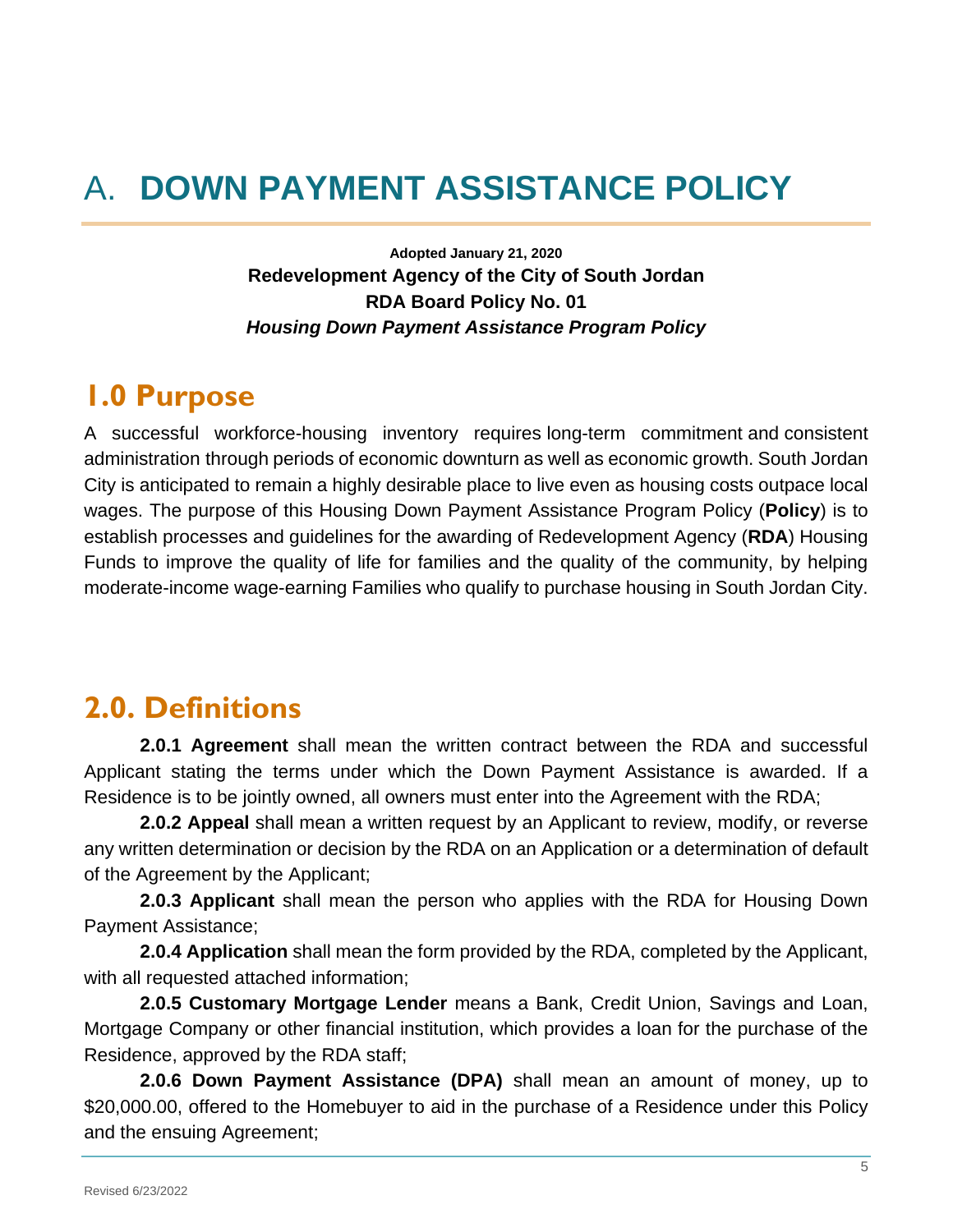# A. DOWN PAYMENT ASSISTANCE POLICY

**Adopted January 21, 2020**
**Redevelopment Agency of the City of South Jordan**
**RDA Board Policy No. 01**
***Housing Down Payment Assistance Program Policy***

## 1.0 Purpose

A successful workforce-housing inventory requires long-term commitment and consistent administration through periods of economic downturn as well as economic growth. South Jordan City is anticipated to remain a highly desirable place to live even as housing costs outpace local wages. The purpose of this Housing Down Payment Assistance Program Policy (**Policy**) is to establish processes and guidelines for the awarding of Redevelopment Agency (**RDA**) Housing Funds to improve the quality of life for families and the quality of the community, by helping moderate-income wage-earning Families who qualify to purchase housing in South Jordan City.

## 2.0. Definitions

**2.0.1 Agreement** shall mean the written contract between the RDA and successful Applicant stating the terms under which the Down Payment Assistance is awarded. If a Residence is to be jointly owned, all owners must enter into the Agreement with the RDA;

**2.0.2 Appeal** shall mean a written request by an Applicant to review, modify, or reverse any written determination or decision by the RDA on an Application or a determination of default of the Agreement by the Applicant;

**2.0.3 Applicant** shall mean the person who applies with the RDA for Housing Down Payment Assistance;

**2.0.4 Application** shall mean the form provided by the RDA, completed by the Applicant, with all requested attached information;

**2.0.5 Customary Mortgage Lender** means a Bank, Credit Union, Savings and Loan, Mortgage Company or other financial institution, which provides a loan for the purchase of the Residence, approved by the RDA staff;

**2.0.6 Down Payment Assistance (DPA)** shall mean an amount of money, up to $20,000.00, offered to the Homebuyer to aid in the purchase of a Residence under this Policy and the ensuing Agreement;

Revised 6/23/2022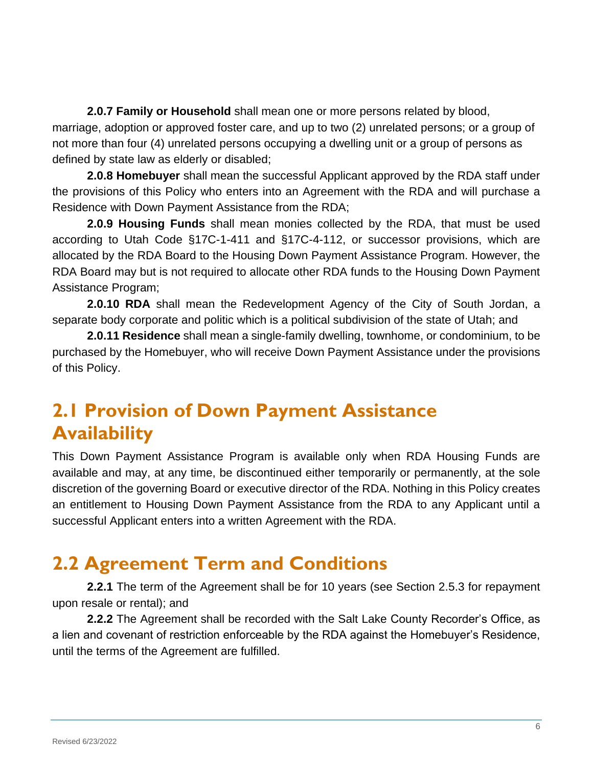**2.0.7 Family or Household** shall mean one or more persons related by blood, marriage, adoption or approved foster care, and up to two (2) unrelated persons; or a group of not more than four (4) unrelated persons occupying a dwelling unit or a group of persons as defined by state law as elderly or disabled;

**2.0.8 Homebuyer** shall mean the successful Applicant approved by the RDA staff under the provisions of this Policy who enters into an Agreement with the RDA and will purchase a Residence with Down Payment Assistance from the RDA;

**2.0.9 Housing Funds** shall mean monies collected by the RDA, that must be used according to Utah Code §17C-1-411 and §17C-4-112, or successor provisions, which are allocated by the RDA Board to the Housing Down Payment Assistance Program. However, the RDA Board may but is not required to allocate other RDA funds to the Housing Down Payment Assistance Program;

**2.0.10 RDA** shall mean the Redevelopment Agency of the City of South Jordan, a separate body corporate and politic which is a political subdivision of the state of Utah; and

**2.0.11 Residence** shall mean a single-family dwelling, townhome, or condominium, to be purchased by the Homebuyer, who will receive Down Payment Assistance under the provisions of this Policy.

## 2.1 Provision of Down Payment Assistance Availability

This Down Payment Assistance Program is available only when RDA Housing Funds are available and may, at any time, be discontinued either temporarily or permanently, at the sole discretion of the governing Board or executive director of the RDA. Nothing in this Policy creates an entitlement to Housing Down Payment Assistance from the RDA to any Applicant until a successful Applicant enters into a written Agreement with the RDA.

## 2.2 Agreement Term and Conditions

**2.2.1** The term of the Agreement shall be for 10 years (see Section 2.5.3 for repayment upon resale or rental); and

**2.2.2** The Agreement shall be recorded with the Salt Lake County Recorder's Office, as a lien and covenant of restriction enforceable by the RDA against the Homebuyer's Residence, until the terms of the Agreement are fulfilled.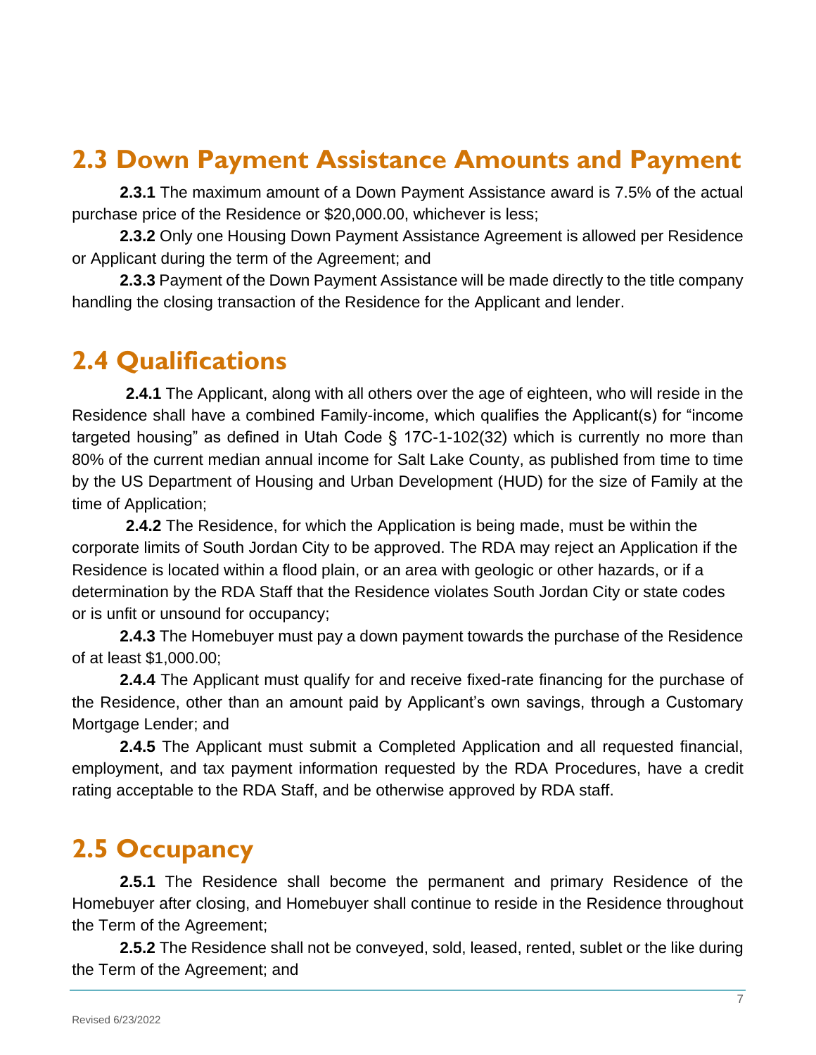## 2.3 Down Payment Assistance Amounts and Payment

**2.3.1** The maximum amount of a Down Payment Assistance award is 7.5% of the actual purchase price of the Residence or $20,000.00, whichever is less;

**2.3.2** Only one Housing Down Payment Assistance Agreement is allowed per Residence or Applicant during the term of the Agreement; and

**2.3.3** Payment of the Down Payment Assistance will be made directly to the title company handling the closing transaction of the Residence for the Applicant and lender.

## 2.4 Qualifications

**2.4.1** The Applicant, along with all others over the age of eighteen, who will reside in the Residence shall have a combined Family-income, which qualifies the Applicant(s) for "income targeted housing" as defined in Utah Code § 17C-1-102(32) which is currently no more than 80% of the current median annual income for Salt Lake County, as published from time to time by the US Department of Housing and Urban Development (HUD) for the size of Family at the time of Application;

**2.4.2** The Residence, for which the Application is being made, must be within the corporate limits of South Jordan City to be approved. The RDA may reject an Application if the Residence is located within a flood plain, or an area with geologic or other hazards, or if a determination by the RDA Staff that the Residence violates South Jordan City or state codes or is unfit or unsound for occupancy;

**2.4.3** The Homebuyer must pay a down payment towards the purchase of the Residence of at least $1,000.00;

**2.4.4** The Applicant must qualify for and receive fixed-rate financing for the purchase of the Residence, other than an amount paid by Applicant's own savings, through a Customary Mortgage Lender; and

**2.4.5** The Applicant must submit a Completed Application and all requested financial, employment, and tax payment information requested by the RDA Procedures, have a credit rating acceptable to the RDA Staff, and be otherwise approved by RDA staff.

## 2.5 Occupancy

**2.5.1** The Residence shall become the permanent and primary Residence of the Homebuyer after closing, and Homebuyer shall continue to reside in the Residence throughout the Term of the Agreement;

**2.5.2** The Residence shall not be conveyed, sold, leased, rented, sublet or the like during the Term of the Agreement; and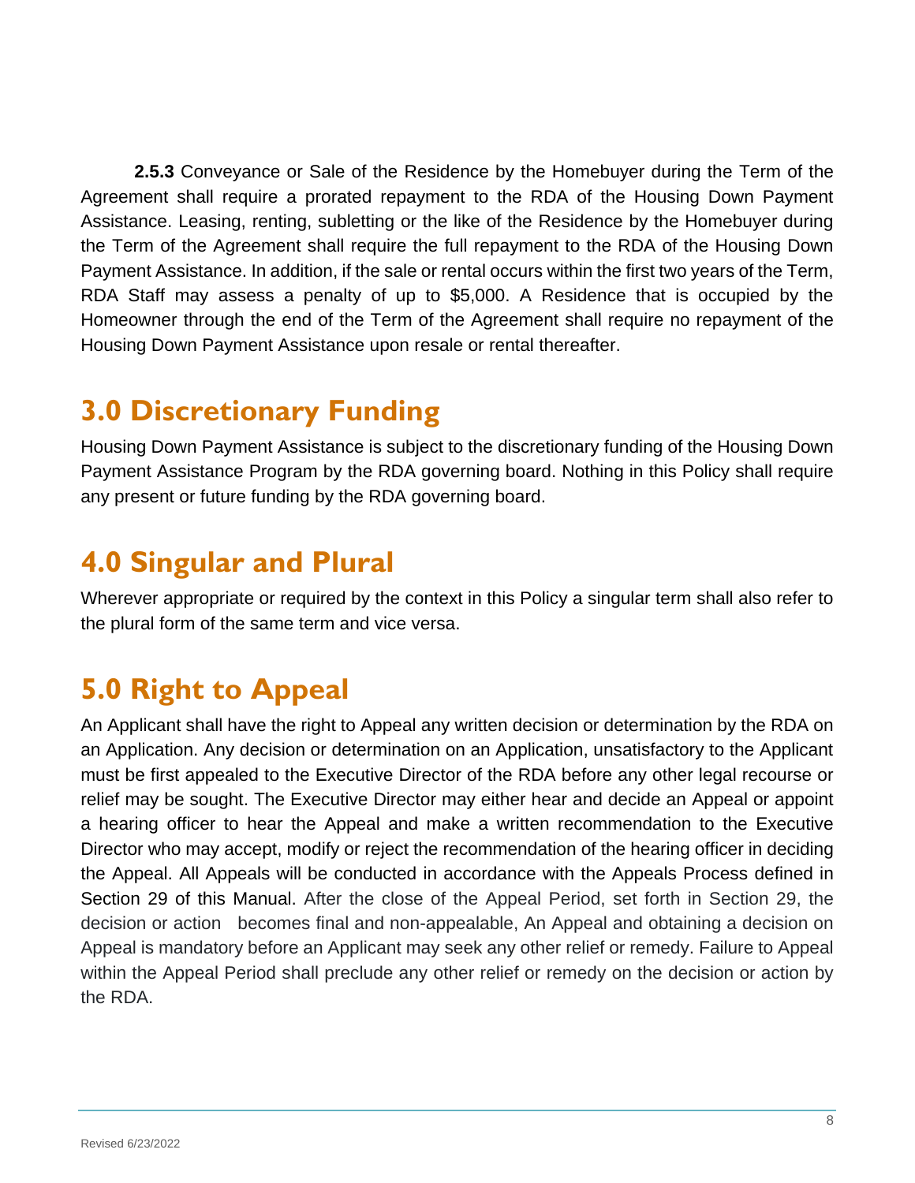**2.5.3** Conveyance or Sale of the Residence by the Homebuyer during the Term of the Agreement shall require a prorated repayment to the RDA of the Housing Down Payment Assistance. Leasing, renting, subletting or the like of the Residence by the Homebuyer during the Term of the Agreement shall require the full repayment to the RDA of the Housing Down Payment Assistance. In addition, if the sale or rental occurs within the first two years of the Term, RDA Staff may assess a penalty of up to $5,000. A Residence that is occupied by the Homeowner through the end of the Term of the Agreement shall require no repayment of the Housing Down Payment Assistance upon resale or rental thereafter.

# 3.0 Discretionary Funding

Housing Down Payment Assistance is subject to the discretionary funding of the Housing Down Payment Assistance Program by the RDA governing board. Nothing in this Policy shall require any present or future funding by the RDA governing board.

# 4.0 Singular and Plural

Wherever appropriate or required by the context in this Policy a singular term shall also refer to the plural form of the same term and vice versa.

# 5.0 Right to Appeal

An Applicant shall have the right to Appeal any written decision or determination by the RDA on an Application. Any decision or determination on an Application, unsatisfactory to the Applicant must be first appealed to the Executive Director of the RDA before any other legal recourse or relief may be sought. The Executive Director may either hear and decide an Appeal or appoint a hearing officer to hear the Appeal and make a written recommendation to the Executive Director who may accept, modify or reject the recommendation of the hearing officer in deciding the Appeal. All Appeals will be conducted in accordance with the Appeals Process defined in Section 29 of this Manual. After the close of the Appeal Period, set forth in Section 29, the decision or action becomes final and non-appealable, An Appeal and obtaining a decision on Appeal is mandatory before an Applicant may seek any other relief or remedy. Failure to Appeal within the Appeal Period shall preclude any other relief or remedy on the decision or action by the RDA.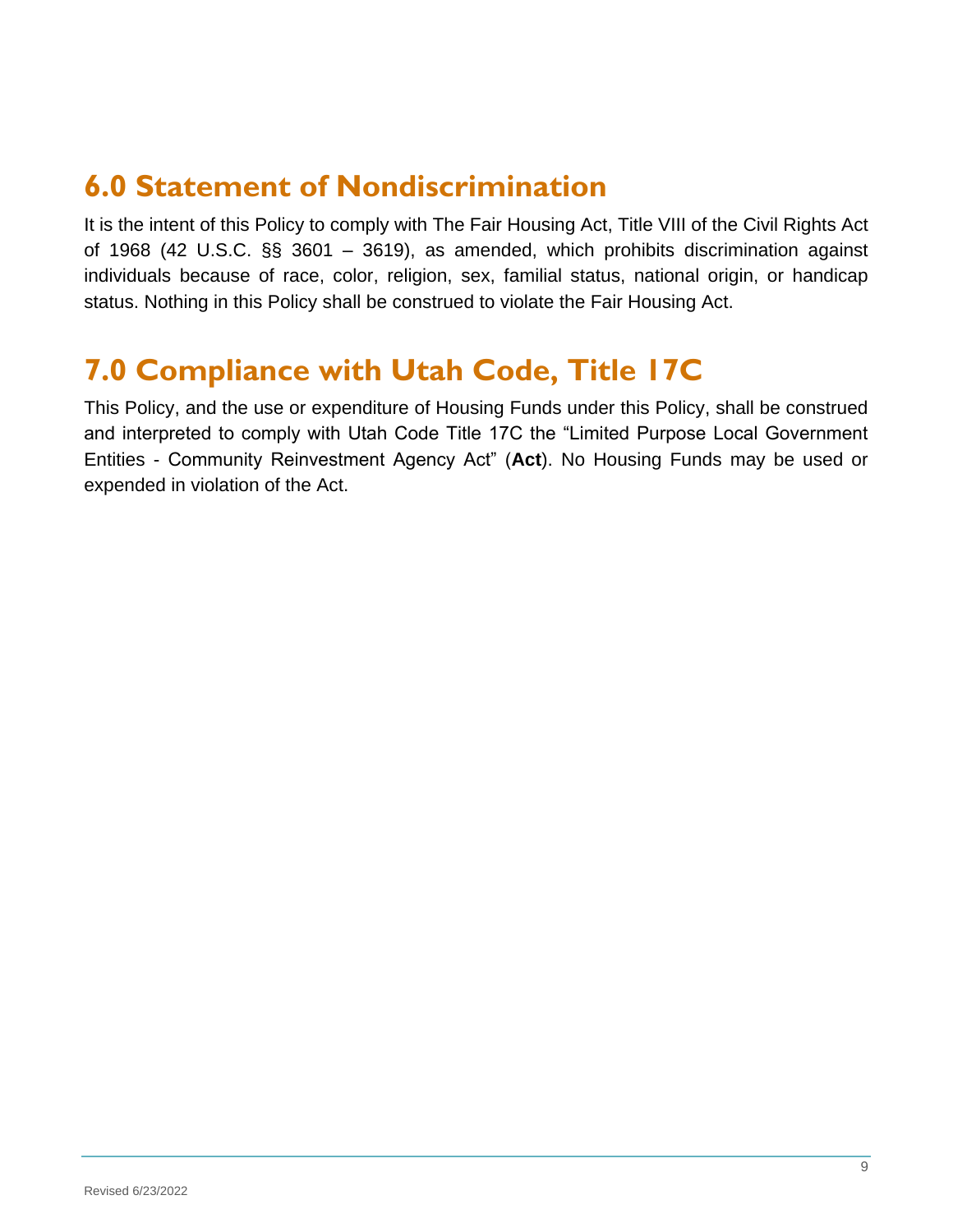## 6.0 Statement of Nondiscrimination

It is the intent of this Policy to comply with The Fair Housing Act, Title VIII of the Civil Rights Act of 1968 (42 U.S.C. §§ 3601 – 3619), as amended, which prohibits discrimination against individuals because of race, color, religion, sex, familial status, national origin, or handicap status. Nothing in this Policy shall be construed to violate the Fair Housing Act.

## 7.0 Compliance with Utah Code, Title 17C

This Policy, and the use or expenditure of Housing Funds under this Policy, shall be construed and interpreted to comply with Utah Code Title 17C the "Limited Purpose Local Government Entities - Community Reinvestment Agency Act" (**Act**). No Housing Funds may be used or expended in violation of the Act.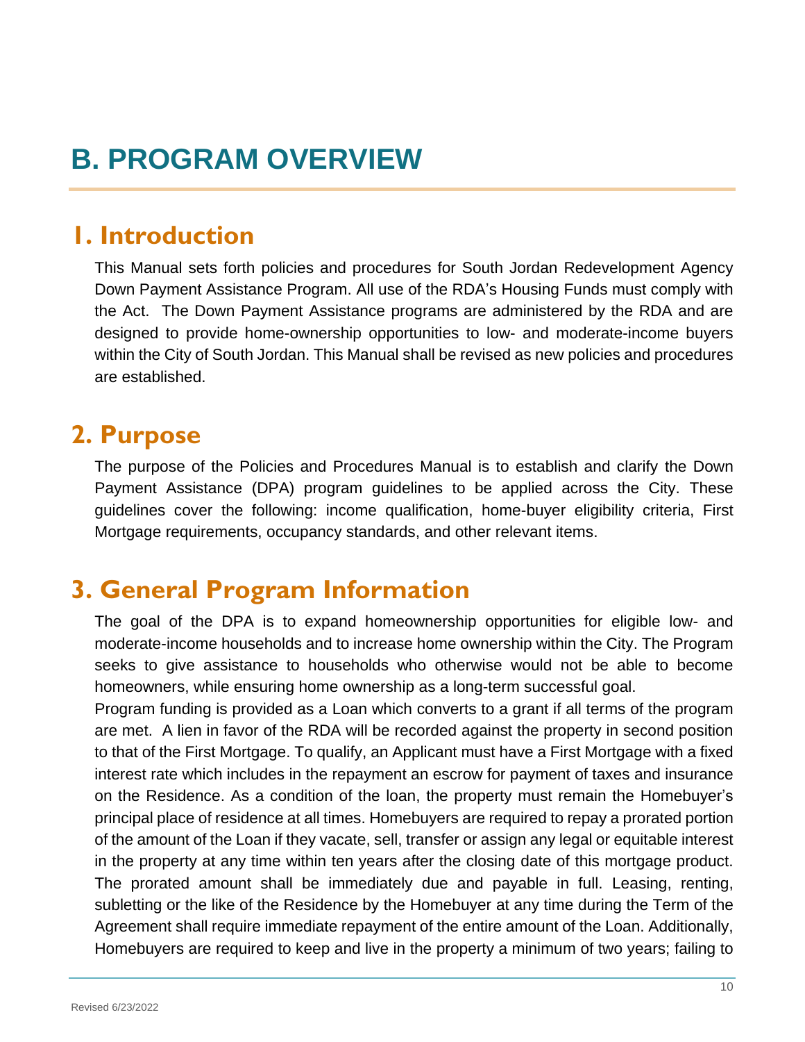# B. PROGRAM OVERVIEW

## 1. Introduction

This Manual sets forth policies and procedures for South Jordan Redevelopment Agency Down Payment Assistance Program. All use of the RDA's Housing Funds must comply with the Act. The Down Payment Assistance programs are administered by the RDA and are designed to provide home-ownership opportunities to low- and moderate-income buyers within the City of South Jordan. This Manual shall be revised as new policies and procedures are established.

## 2. Purpose

The purpose of the Policies and Procedures Manual is to establish and clarify the Down Payment Assistance (DPA) program guidelines to be applied across the City. These guidelines cover the following: income qualification, home-buyer eligibility criteria, First Mortgage requirements, occupancy standards, and other relevant items.

## 3. General Program Information

The goal of the DPA is to expand homeownership opportunities for eligible low- and moderate-income households and to increase home ownership within the City. The Program seeks to give assistance to households who otherwise would not be able to become homeowners, while ensuring home ownership as a long-term successful goal.

Program funding is provided as a Loan which converts to a grant if all terms of the program are met. A lien in favor of the RDA will be recorded against the property in second position to that of the First Mortgage. To qualify, an Applicant must have a First Mortgage with a fixed interest rate which includes in the repayment an escrow for payment of taxes and insurance on the Residence. As a condition of the loan, the property must remain the Homebuyer's principal place of residence at all times. Homebuyers are required to repay a prorated portion of the amount of the Loan if they vacate, sell, transfer or assign any legal or equitable interest in the property at any time within ten years after the closing date of this mortgage product. The prorated amount shall be immediately due and payable in full. Leasing, renting, subletting or the like of the Residence by the Homebuyer at any time during the Term of the Agreement shall require immediate repayment of the entire amount of the Loan. Additionally, Homebuyers are required to keep and live in the property a minimum of two years; failing to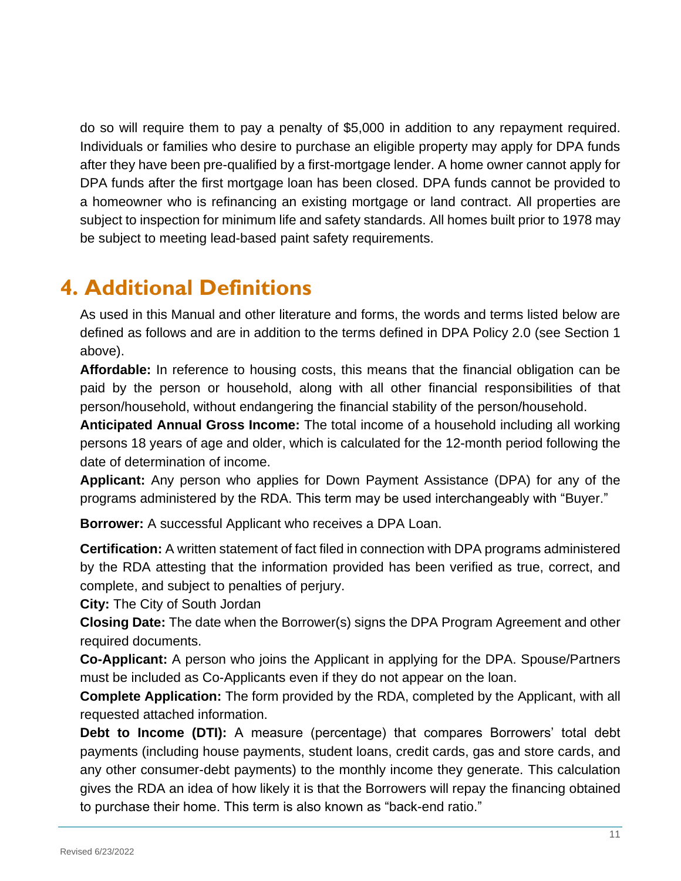do so will require them to pay a penalty of $5,000 in addition to any repayment required. Individuals or families who desire to purchase an eligible property may apply for DPA funds after they have been pre-qualified by a first-mortgage lender. A home owner cannot apply for DPA funds after the first mortgage loan has been closed. DPA funds cannot be provided to a homeowner who is refinancing an existing mortgage or land contract. All properties are subject to inspection for minimum life and safety standards. All homes built prior to 1978 may be subject to meeting lead-based paint safety requirements.

# 4. Additional Definitions

As used in this Manual and other literature and forms, the words and terms listed below are defined as follows and are in addition to the terms defined in DPA Policy 2.0 (see Section 1 above).

**Affordable:** In reference to housing costs, this means that the financial obligation can be paid by the person or household, along with all other financial responsibilities of that person/household, without endangering the financial stability of the person/household.

**Anticipated Annual Gross Income:** The total income of a household including all working persons 18 years of age and older, which is calculated for the 12-month period following the date of determination of income.

**Applicant:** Any person who applies for Down Payment Assistance (DPA) for any of the programs administered by the RDA. This term may be used interchangeably with "Buyer."

**Borrower:** A successful Applicant who receives a DPA Loan.

**Certification:** A written statement of fact filed in connection with DPA programs administered by the RDA attesting that the information provided has been verified as true, correct, and complete, and subject to penalties of perjury.

**City:** The City of South Jordan

**Closing Date:** The date when the Borrower(s) signs the DPA Program Agreement and other required documents.

**Co-Applicant:** A person who joins the Applicant in applying for the DPA. Spouse/Partners must be included as Co-Applicants even if they do not appear on the loan.

**Complete Application:** The form provided by the RDA, completed by the Applicant, with all requested attached information.

**Debt to Income (DTI):** A measure (percentage) that compares Borrowers' total debt payments (including house payments, student loans, credit cards, gas and store cards, and any other consumer-debt payments) to the monthly income they generate. This calculation gives the RDA an idea of how likely it is that the Borrowers will repay the financing obtained to purchase their home. This term is also known as "back-end ratio."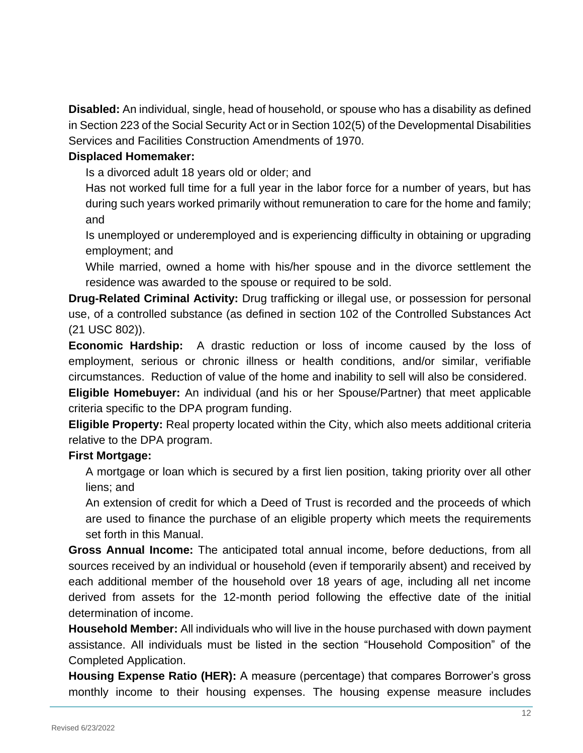**Disabled:** An individual, single, head of household, or spouse who has a disability as defined in Section 223 of the Social Security Act or in Section 102(5) of the Developmental Disabilities Services and Facilities Construction Amendments of 1970.

**Displaced Homemaker:**

Is a divorced adult 18 years old or older; and

Has not worked full time for a full year in the labor force for a number of years, but has during such years worked primarily without remuneration to care for the home and family; and

Is unemployed or underemployed and is experiencing difficulty in obtaining or upgrading employment; and

While married, owned a home with his/her spouse and in the divorce settlement the residence was awarded to the spouse or required to be sold.

**Drug-Related Criminal Activity:** Drug trafficking or illegal use, or possession for personal use, of a controlled substance (as defined in section 102 of the Controlled Substances Act (21 USC 802)).

**Economic Hardship:** A drastic reduction or loss of income caused by the loss of employment, serious or chronic illness or health conditions, and/or similar, verifiable circumstances. Reduction of value of the home and inability to sell will also be considered.

**Eligible Homebuyer:** An individual (and his or her Spouse/Partner) that meet applicable criteria specific to the DPA program funding.

**Eligible Property:** Real property located within the City, which also meets additional criteria relative to the DPA program.

**First Mortgage:**

A mortgage or loan which is secured by a first lien position, taking priority over all other liens; and

An extension of credit for which a Deed of Trust is recorded and the proceeds of which are used to finance the purchase of an eligible property which meets the requirements set forth in this Manual.

**Gross Annual Income:** The anticipated total annual income, before deductions, from all sources received by an individual or household (even if temporarily absent) and received by each additional member of the household over 18 years of age, including all net income derived from assets for the 12-month period following the effective date of the initial determination of income.

**Household Member:** All individuals who will live in the house purchased with down payment assistance. All individuals must be listed in the section "Household Composition" of the Completed Application.

**Housing Expense Ratio (HER):** A measure (percentage) that compares Borrower's gross monthly income to their housing expenses. The housing expense measure includes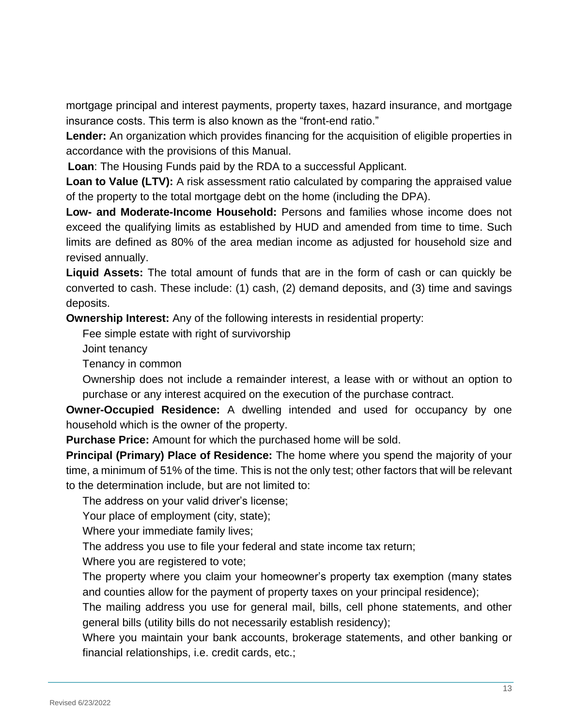mortgage principal and interest payments, property taxes, hazard insurance, and mortgage insurance costs. This term is also known as the "front-end ratio."

**Lender:** An organization which provides financing for the acquisition of eligible properties in accordance with the provisions of this Manual.

**Loan**: The Housing Funds paid by the RDA to a successful Applicant.

**Loan to Value (LTV):** A risk assessment ratio calculated by comparing the appraised value of the property to the total mortgage debt on the home (including the DPA).

**Low- and Moderate-Income Household:** Persons and families whose income does not exceed the qualifying limits as established by HUD and amended from time to time. Such limits are defined as 80% of the area median income as adjusted for household size and revised annually.

**Liquid Assets:** The total amount of funds that are in the form of cash or can quickly be converted to cash. These include: (1) cash, (2) demand deposits, and (3) time and savings deposits.

**Ownership Interest:** Any of the following interests in residential property:

- Fee simple estate with right of survivorship
- Joint tenancy
- Tenancy in common
- Ownership does not include a remainder interest, a lease with or without an option to purchase or any interest acquired on the execution of the purchase contract.

**Owner-Occupied Residence:** A dwelling intended and used for occupancy by one household which is the owner of the property.

**Purchase Price:** Amount for which the purchased home will be sold.

**Principal (Primary) Place of Residence:** The home where you spend the majority of your time, a minimum of 51% of the time. This is not the only test; other factors that will be relevant to the determination include, but are not limited to:

- The address on your valid driver's license;
- Your place of employment (city, state);
- Where your immediate family lives;
- The address you use to file your federal and state income tax return;
- Where you are registered to vote;
- The property where you claim your homeowner's property tax exemption (many states and counties allow for the payment of property taxes on your principal residence);
- The mailing address you use for general mail, bills, cell phone statements, and other general bills (utility bills do not necessarily establish residency);
- Where you maintain your bank accounts, brokerage statements, and other banking or financial relationships, i.e. credit cards, etc.;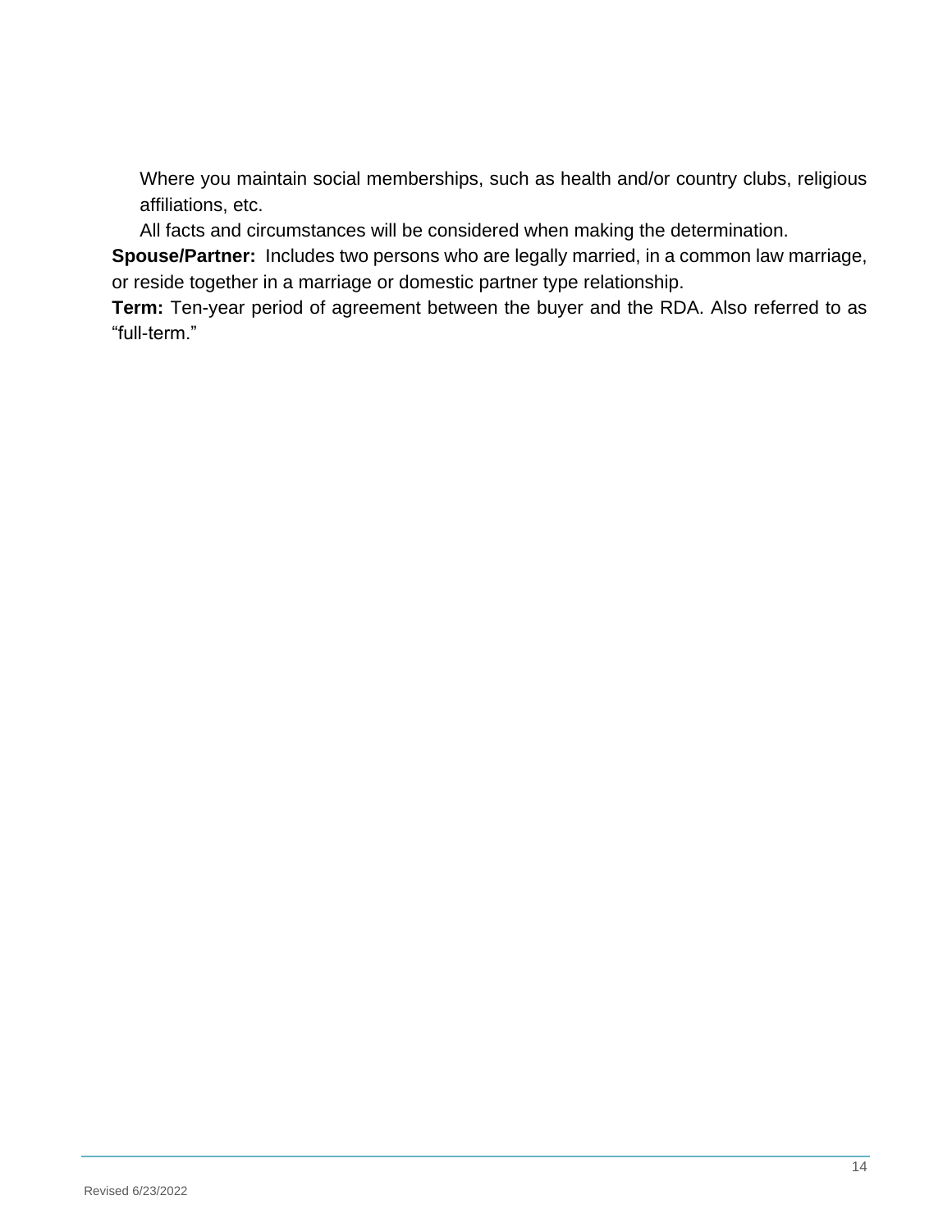Where you maintain social memberships, such as health and/or country clubs, religious affiliations, etc.

All facts and circumstances will be considered when making the determination.

**Spouse/Partner:** Includes two persons who are legally married, in a common law marriage, or reside together in a marriage or domestic partner type relationship.

**Term:** Ten-year period of agreement between the buyer and the RDA. Also referred to as "full-term."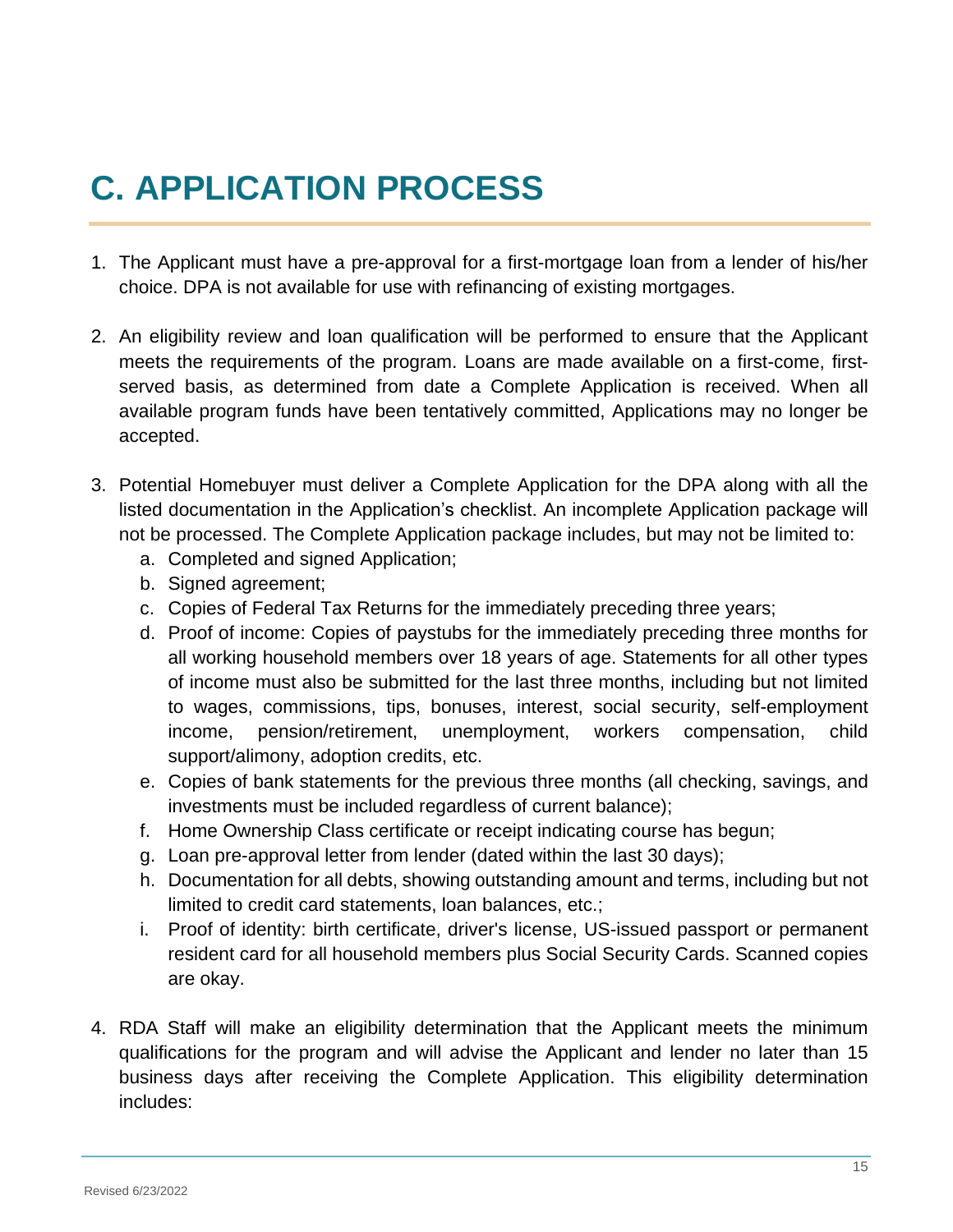# C. APPLICATION PROCESS

1. The Applicant must have a pre-approval for a first-mortgage loan from a lender of his/her choice. DPA is not available for use with refinancing of existing mortgages.

2. An eligibility review and loan qualification will be performed to ensure that the Applicant meets the requirements of the program. Loans are made available on a first-come, first-served basis, as determined from date a Complete Application is received. When all available program funds have been tentatively committed, Applications may no longer be accepted.

3. Potential Homebuyer must deliver a Complete Application for the DPA along with all the listed documentation in the Application's checklist. An incomplete Application package will not be processed. The Complete Application package includes, but may not be limited to:
   a. Completed and signed Application;
   b. Signed agreement;
   c. Copies of Federal Tax Returns for the immediately preceding three years;
   d. Proof of income: Copies of paystubs for the immediately preceding three months for all working household members over 18 years of age. Statements for all other types of income must also be submitted for the last three months, including but not limited to wages, commissions, tips, bonuses, interest, social security, self-employment income, pension/retirement, unemployment, workers compensation, child support/alimony, adoption credits, etc.
   e. Copies of bank statements for the previous three months (all checking, savings, and investments must be included regardless of current balance);
   f. Home Ownership Class certificate or receipt indicating course has begun;
   g. Loan pre-approval letter from lender (dated within the last 30 days);
   h. Documentation for all debts, showing outstanding amount and terms, including but not limited to credit card statements, loan balances, etc.;
   i. Proof of identity: birth certificate, driver's license, US-issued passport or permanent resident card for all household members plus Social Security Cards. Scanned copies are okay.

4. RDA Staff will make an eligibility determination that the Applicant meets the minimum qualifications for the program and will advise the Applicant and lender no later than 15 business days after receiving the Complete Application. This eligibility determination includes: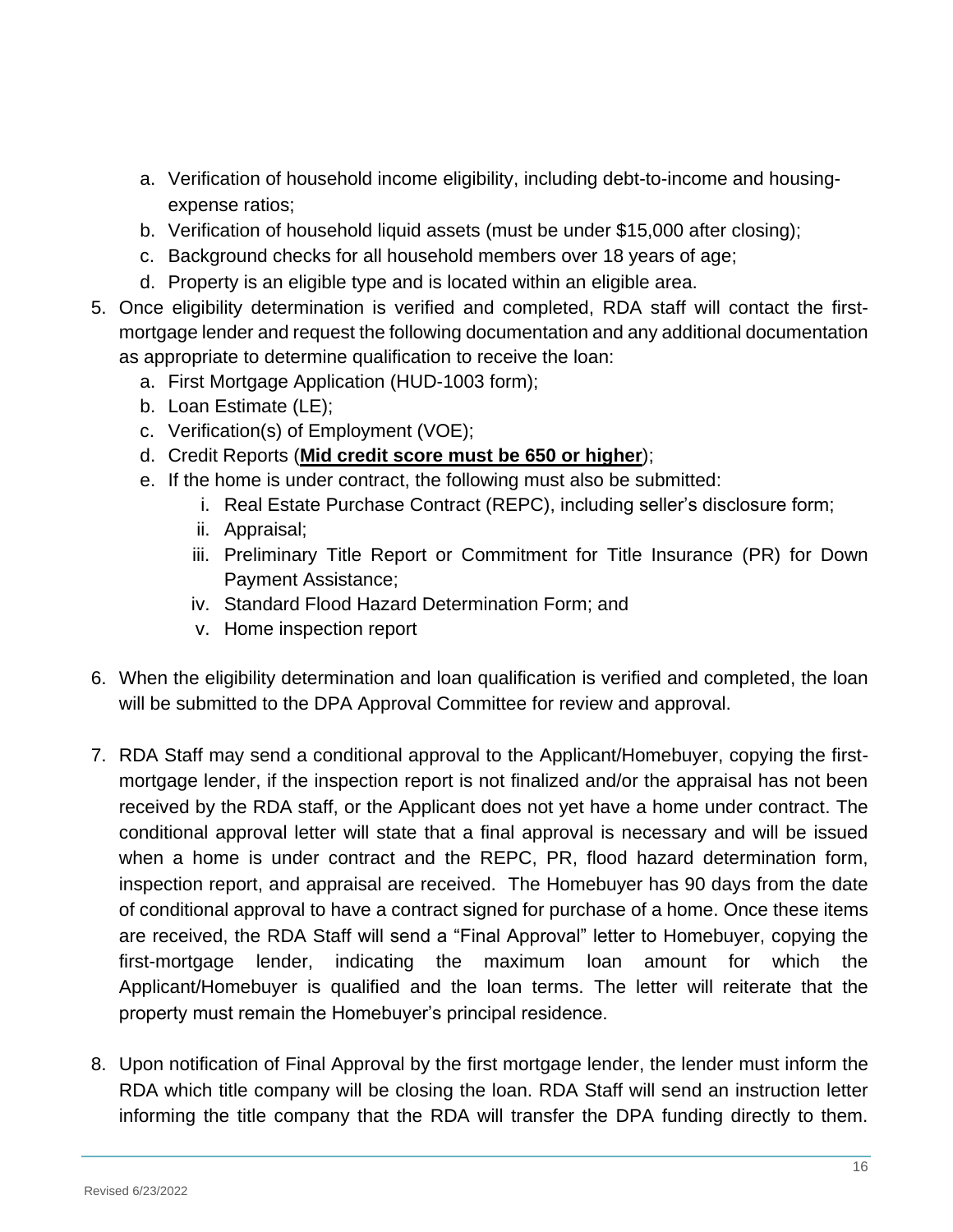a. Verification of household income eligibility, including debt-to-income and housing-expense ratios;
   b. Verification of household liquid assets (must be under $15,000 after closing);
   c. Background checks for all household members over 18 years of age;
   d. Property is an eligible type and is located within an eligible area.

5. Once eligibility determination is verified and completed, RDA staff will contact the first-mortgage lender and request the following documentation and any additional documentation as appropriate to determine qualification to receive the loan:
   a. First Mortgage Application (HUD-1003 form);
   b. Loan Estimate (LE);
   c. Verification(s) of Employment (VOE);
   d. Credit Reports (**<u>Mid credit score must be 650 or higher</u>**);
   e. If the home is under contract, the following must also be submitted:
      i. Real Estate Purchase Contract (REPC), including seller's disclosure form;
      ii. Appraisal;
      iii. Preliminary Title Report or Commitment for Title Insurance (PR) for Down Payment Assistance;
      iv. Standard Flood Hazard Determination Form; and
      v. Home inspection report

6. When the eligibility determination and loan qualification is verified and completed, the loan will be submitted to the DPA Approval Committee for review and approval.

7. RDA Staff may send a conditional approval to the Applicant/Homebuyer, copying the first-mortgage lender, if the inspection report is not finalized and/or the appraisal has not been received by the RDA staff, or the Applicant does not yet have a home under contract. The conditional approval letter will state that a final approval is necessary and will be issued when a home is under contract and the REPC, PR, flood hazard determination form, inspection report, and appraisal are received. The Homebuyer has 90 days from the date of conditional approval to have a contract signed for purchase of a home. Once these items are received, the RDA Staff will send a "Final Approval" letter to Homebuyer, copying the first-mortgage lender, indicating the maximum loan amount for which the Applicant/Homebuyer is qualified and the loan terms. The letter will reiterate that the property must remain the Homebuyer's principal residence.

8. Upon notification of Final Approval by the first mortgage lender, the lender must inform the RDA which title company will be closing the loan. RDA Staff will send an instruction letter informing the title company that the RDA will transfer the DPA funding directly to them.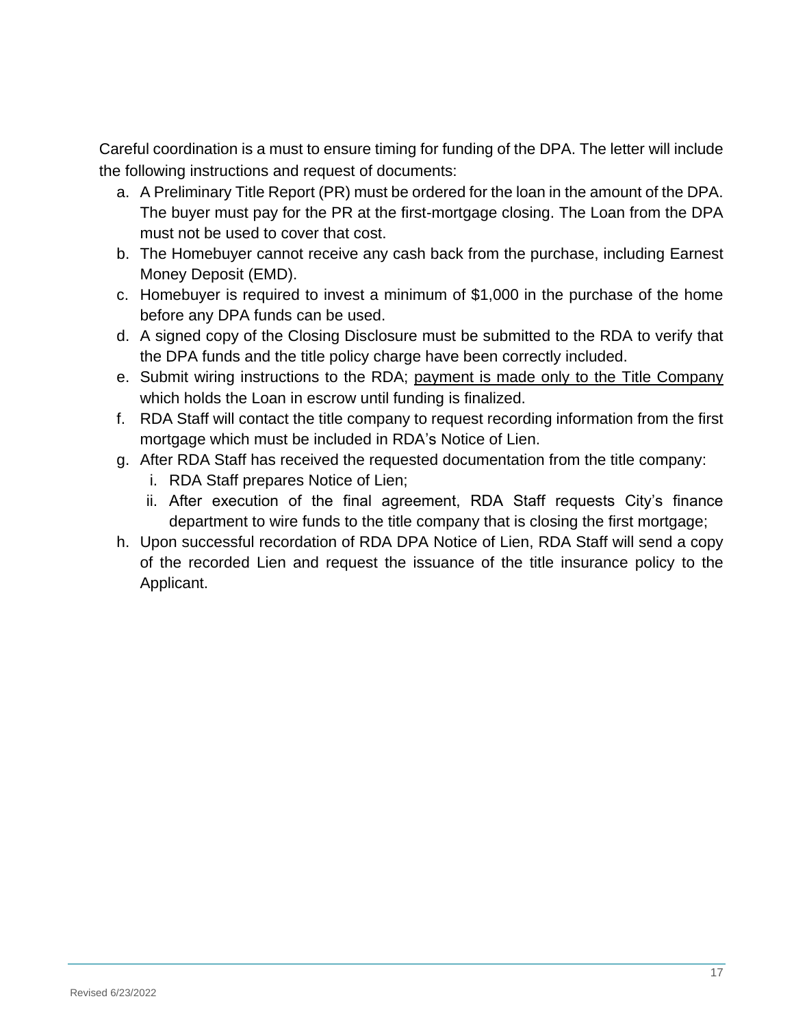Careful coordination is a must to ensure timing for funding of the DPA. The letter will include the following instructions and request of documents:

a. A Preliminary Title Report (PR) must be ordered for the loan in the amount of the DPA. The buyer must pay for the PR at the first-mortgage closing. The Loan from the DPA must not be used to cover that cost.
b. The Homebuyer cannot receive any cash back from the purchase, including Earnest Money Deposit (EMD).
c. Homebuyer is required to invest a minimum of $1,000 in the purchase of the home before any DPA funds can be used.
d. A signed copy of the Closing Disclosure must be submitted to the RDA to verify that the DPA funds and the title policy charge have been correctly included.
e. Submit wiring instructions to the RDA; <u>payment is made only to the Title Company</u> which holds the Loan in escrow until funding is finalized.
f. RDA Staff will contact the title company to request recording information from the first mortgage which must be included in RDA's Notice of Lien.
g. After RDA Staff has received the requested documentation from the title company:
   i. RDA Staff prepares Notice of Lien;
   ii. After execution of the final agreement, RDA Staff requests City's finance department to wire funds to the title company that is closing the first mortgage;
h. Upon successful recordation of RDA DPA Notice of Lien, RDA Staff will send a copy of the recorded Lien and request the issuance of the title insurance policy to the Applicant.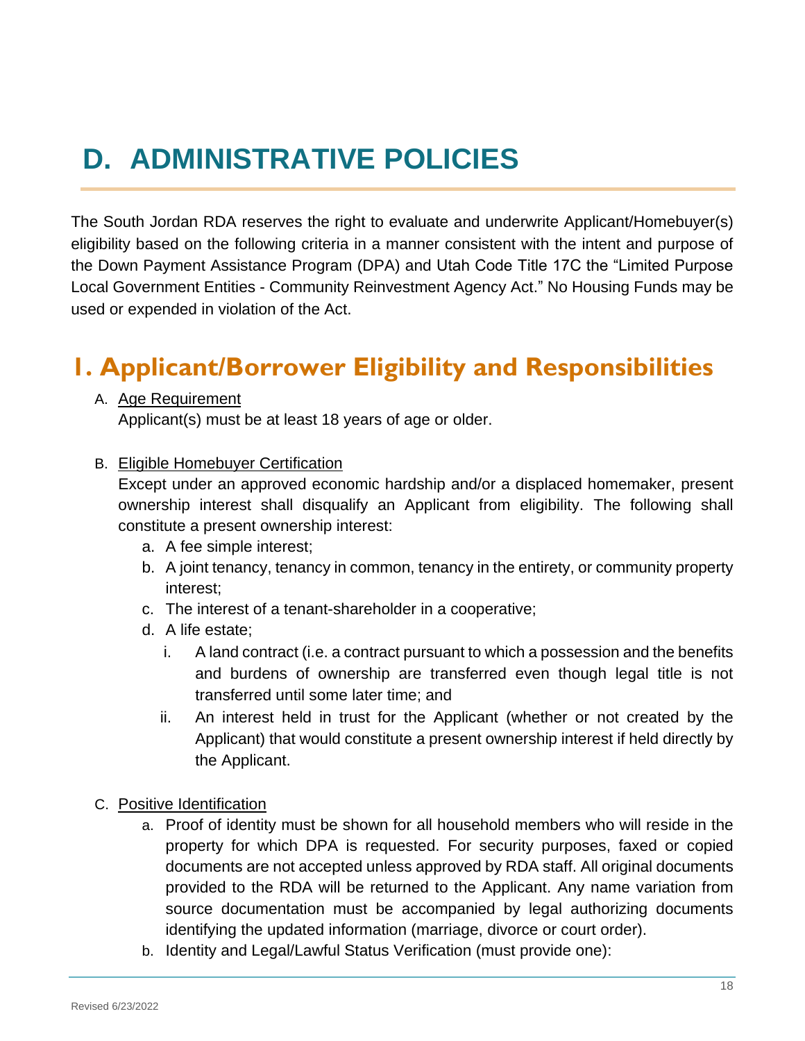# D. ADMINISTRATIVE POLICIES

The South Jordan RDA reserves the right to evaluate and underwrite Applicant/Homebuyer(s) eligibility based on the following criteria in a manner consistent with the intent and purpose of the Down Payment Assistance Program (DPA) and Utah Code Title 17C the "Limited Purpose Local Government Entities - Community Reinvestment Agency Act." No Housing Funds may be used or expended in violation of the Act.

## 1. Applicant/Borrower Eligibility and Responsibilities

A. Age Requirement

Applicant(s) must be at least 18 years of age or older.

B. Eligible Homebuyer Certification

Except under an approved economic hardship and/or a displaced homemaker, present ownership interest shall disqualify an Applicant from eligibility. The following shall constitute a present ownership interest:

- a. A fee simple interest;
- b. A joint tenancy, tenancy in common, tenancy in the entirety, or community property interest;
- c. The interest of a tenant-shareholder in a cooperative;
- d. A life estate;
  - i. A land contract (i.e. a contract pursuant to which a possession and the benefits and burdens of ownership are transferred even though legal title is not transferred until some later time; and
  - ii. An interest held in trust for the Applicant (whether or not created by the Applicant) that would constitute a present ownership interest if held directly by the Applicant.

C. Positive Identification

- a. Proof of identity must be shown for all household members who will reside in the property for which DPA is requested. For security purposes, faxed or copied documents are not accepted unless approved by RDA staff. All original documents provided to the RDA will be returned to the Applicant. Any name variation from source documentation must be accompanied by legal authorizing documents identifying the updated information (marriage, divorce or court order).
- b. Identity and Legal/Lawful Status Verification (must provide one):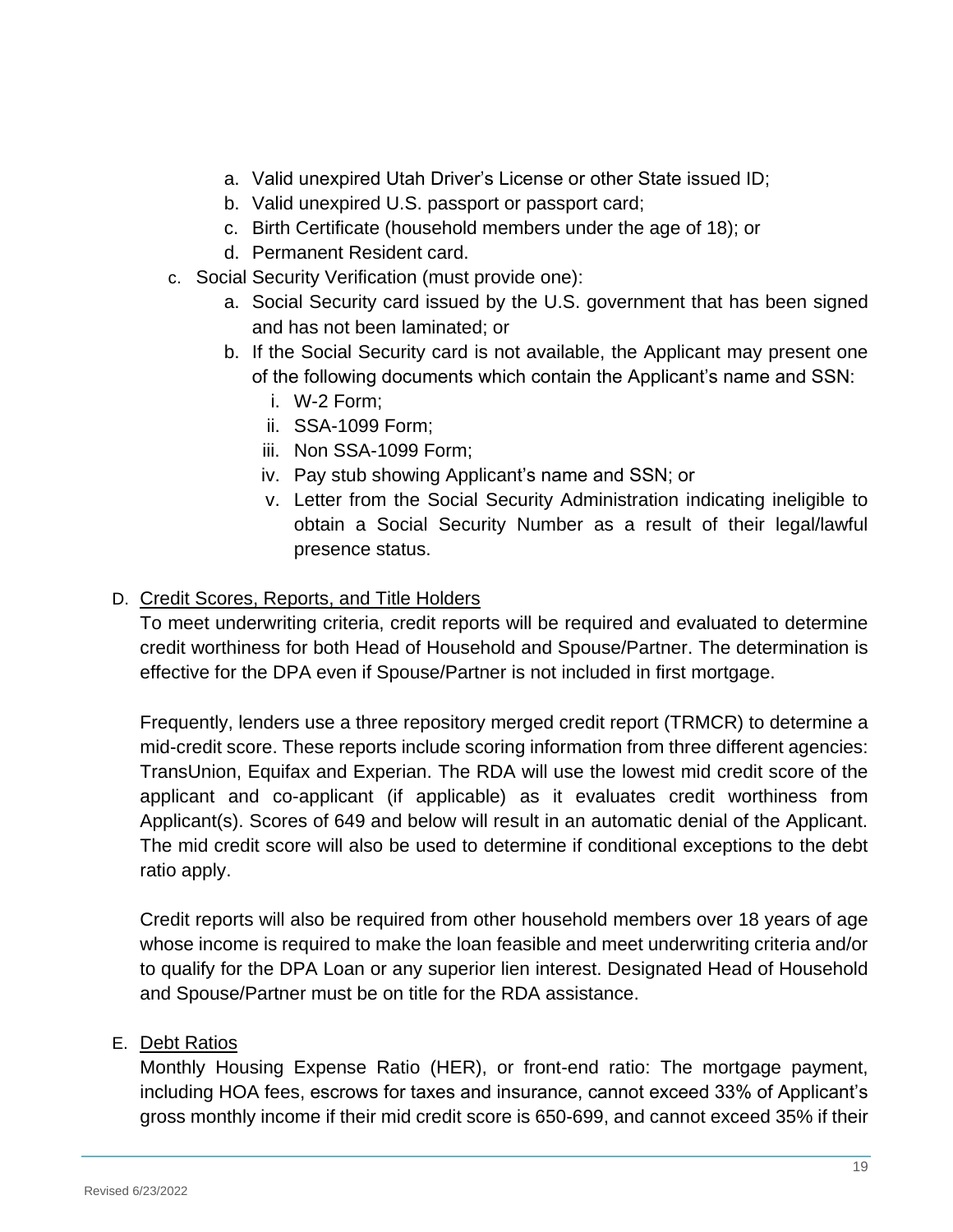a. Valid unexpired Utah Driver's License or other State issued ID;
   b. Valid unexpired U.S. passport or passport card;
   c. Birth Certificate (household members under the age of 18); or
   d. Permanent Resident card.

c. Social Security Verification (must provide one):
   a. Social Security card issued by the U.S. government that has been signed and has not been laminated; or
   b. If the Social Security card is not available, the Applicant may present one of the following documents which contain the Applicant's name and SSN:
      i. W-2 Form;
      ii. SSA-1099 Form;
      iii. Non SSA-1099 Form;
      iv. Pay stub showing Applicant's name and SSN; or
      v. Letter from the Social Security Administration indicating ineligible to obtain a Social Security Number as a result of their legal/lawful presence status.

D. Credit Scores, Reports, and Title Holders

To meet underwriting criteria, credit reports will be required and evaluated to determine credit worthiness for both Head of Household and Spouse/Partner. The determination is effective for the DPA even if Spouse/Partner is not included in first mortgage.

Frequently, lenders use a three repository merged credit report (TRMCR) to determine a mid-credit score. These reports include scoring information from three different agencies: TransUnion, Equifax and Experian. The RDA will use the lowest mid credit score of the applicant and co-applicant (if applicable) as it evaluates credit worthiness from Applicant(s). Scores of 649 and below will result in an automatic denial of the Applicant. The mid credit score will also be used to determine if conditional exceptions to the debt ratio apply.

Credit reports will also be required from other household members over 18 years of age whose income is required to make the loan feasible and meet underwriting criteria and/or to qualify for the DPA Loan or any superior lien interest. Designated Head of Household and Spouse/Partner must be on title for the RDA assistance.

E. Debt Ratios

Monthly Housing Expense Ratio (HER), or front-end ratio: The mortgage payment, including HOA fees, escrows for taxes and insurance, cannot exceed 33% of Applicant's gross monthly income if their mid credit score is 650-699, and cannot exceed 35% if their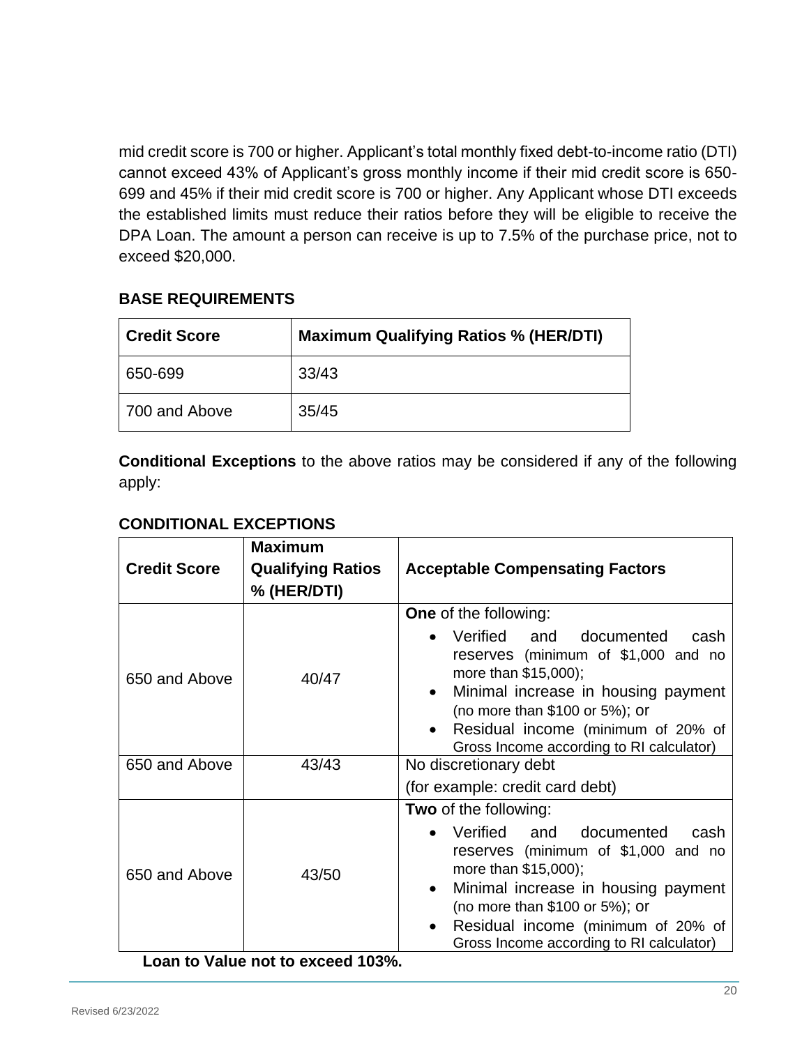mid credit score is 700 or higher. Applicant's total monthly fixed debt-to-income ratio (DTI) cannot exceed 43% of Applicant's gross monthly income if their mid credit score is 650-699 and 45% if their mid credit score is 700 or higher. Any Applicant whose DTI exceeds the established limits must reduce their ratios before they will be eligible to receive the DPA Loan. The amount a person can receive is up to 7.5% of the purchase price, not to exceed $20,000.

**BASE REQUIREMENTS**

| Credit Score | Maximum Qualifying Ratios % (HER/DTI) |
|---|---|
| 650-699 | 33/43 |
| 700 and Above | 35/45 |

**Conditional Exceptions** to the above ratios may be considered if any of the following apply:

**CONDITIONAL EXCEPTIONS**

| Credit Score | Maximum Qualifying Ratios % (HER/DTI) | Acceptable Compensating Factors |
|---|---|---|
| 650 and Above | 40/47 | **One** of the following: <br>• Verified and documented cash reserves (minimum of $1,000 and no more than $15,000); <br>• Minimal increase in housing payment (no more than $100 or 5%); or <br>• Residual income (minimum of 20% of Gross Income according to RI calculator) |
| 650 and Above | 43/43 | No discretionary debt <br>(for example: credit card debt) |
| 650 and Above | 43/50 | **Two** of the following: <br>• Verified and documented cash reserves (minimum of $1,000 and no more than $15,000); <br>• Minimal increase in housing payment (no more than $100 or 5%); or <br>• Residual income (minimum of 20% of Gross Income according to RI calculator) |

**Loan to Value not to exceed 103%.**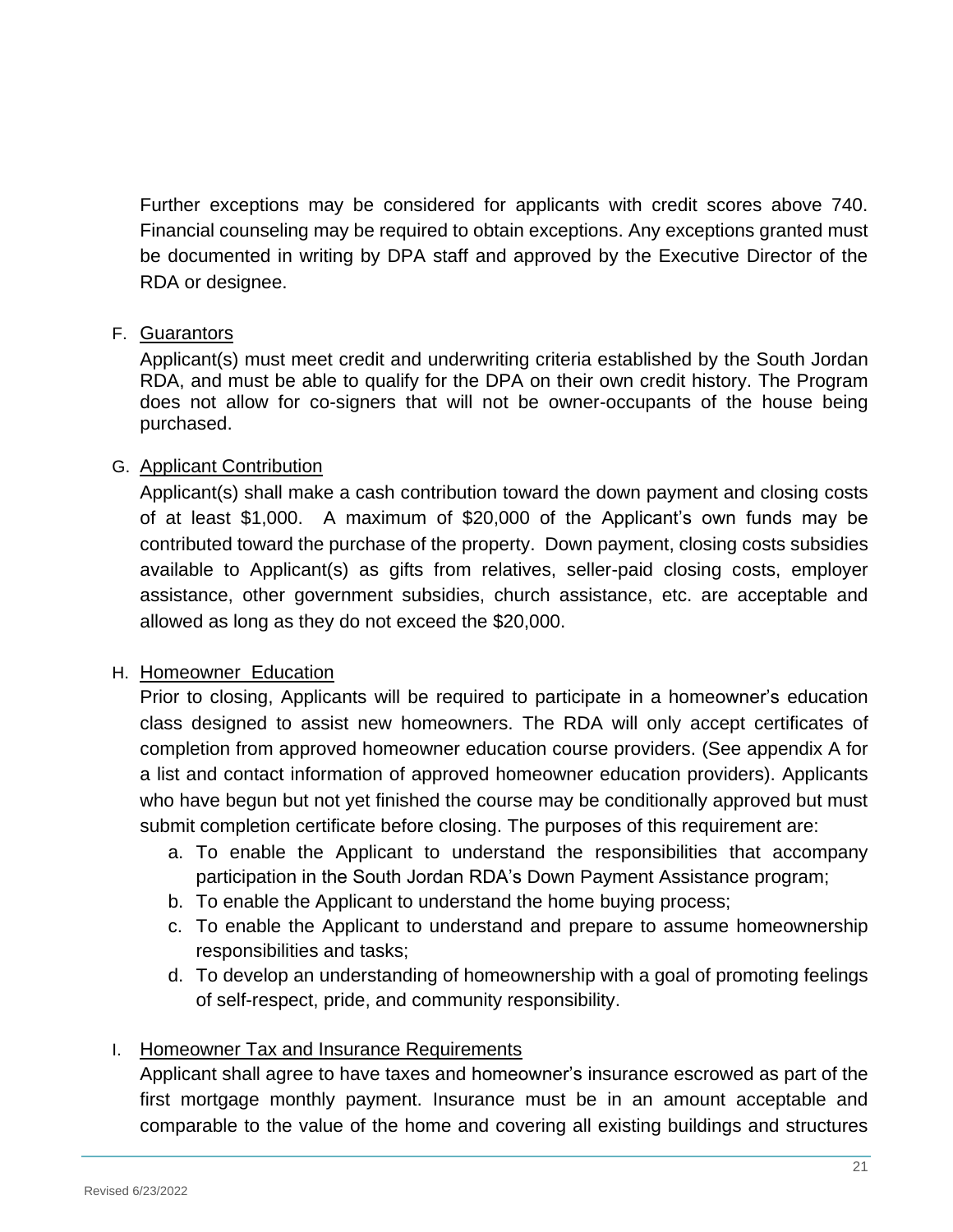Further exceptions may be considered for applicants with credit scores above 740. Financial counseling may be required to obtain exceptions. Any exceptions granted must be documented in writing by DPA staff and approved by the Executive Director of the RDA or designee.

F. <u>Guarantors</u>

Applicant(s) must meet credit and underwriting criteria established by the South Jordan RDA, and must be able to qualify for the DPA on their own credit history. The Program does not allow for co-signers that will not be owner-occupants of the house being purchased.

G. <u>Applicant Contribution</u>

Applicant(s) shall make a cash contribution toward the down payment and closing costs of at least $1,000. A maximum of $20,000 of the Applicant's own funds may be contributed toward the purchase of the property. Down payment, closing costs subsidies available to Applicant(s) as gifts from relatives, seller-paid closing costs, employer assistance, other government subsidies, church assistance, etc. are acceptable and allowed as long as they do not exceed the $20,000.

H. <u>Homeowner Education</u>

Prior to closing, Applicants will be required to participate in a homeowner's education class designed to assist new homeowners. The RDA will only accept certificates of completion from approved homeowner education course providers. (See appendix A for a list and contact information of approved homeowner education providers). Applicants who have begun but not yet finished the course may be conditionally approved but must submit completion certificate before closing. The purposes of this requirement are:

a. To enable the Applicant to understand the responsibilities that accompany participation in the South Jordan RDA's Down Payment Assistance program;
b. To enable the Applicant to understand the home buying process;
c. To enable the Applicant to understand and prepare to assume homeownership responsibilities and tasks;
d. To develop an understanding of homeownership with a goal of promoting feelings of self-respect, pride, and community responsibility.

I. <u>Homeowner Tax and Insurance Requirements</u>

Applicant shall agree to have taxes and homeowner's insurance escrowed as part of the first mortgage monthly payment. Insurance must be in an amount acceptable and comparable to the value of the home and covering all existing buildings and structures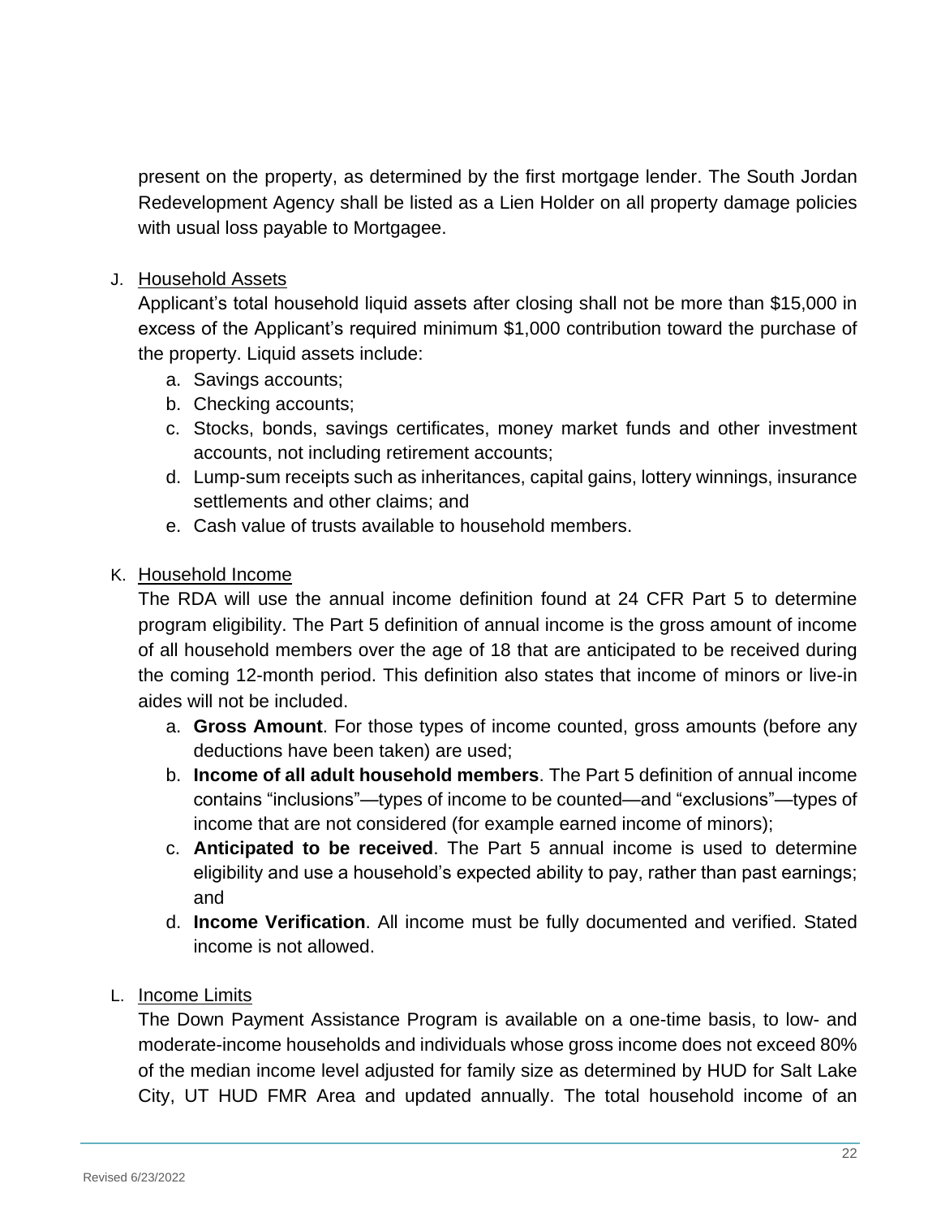present on the property, as determined by the first mortgage lender. The South Jordan Redevelopment Agency shall be listed as a Lien Holder on all property damage policies with usual loss payable to Mortgagee.

J. Household Assets

Applicant's total household liquid assets after closing shall not be more than $15,000 in excess of the Applicant's required minimum $1,000 contribution toward the purchase of the property. Liquid assets include:

a. Savings accounts;
b. Checking accounts;
c. Stocks, bonds, savings certificates, money market funds and other investment accounts, not including retirement accounts;
d. Lump-sum receipts such as inheritances, capital gains, lottery winnings, insurance settlements and other claims; and
e. Cash value of trusts available to household members.

K. Household Income

The RDA will use the annual income definition found at 24 CFR Part 5 to determine program eligibility. The Part 5 definition of annual income is the gross amount of income of all household members over the age of 18 that are anticipated to be received during the coming 12-month period. This definition also states that income of minors or live-in aides will not be included.

a. **Gross Amount**. For those types of income counted, gross amounts (before any deductions have been taken) are used;
b. **Income of all adult household members**. The Part 5 definition of annual income contains "inclusions"—types of income to be counted—and "exclusions"—types of income that are not considered (for example earned income of minors);
c. **Anticipated to be received**. The Part 5 annual income is used to determine eligibility and use a household's expected ability to pay, rather than past earnings; and
d. **Income Verification**. All income must be fully documented and verified. Stated income is not allowed.

L. Income Limits

The Down Payment Assistance Program is available on a one-time basis, to low- and moderate-income households and individuals whose gross income does not exceed 80% of the median income level adjusted for family size as determined by HUD for Salt Lake City, UT HUD FMR Area and updated annually. The total household income of an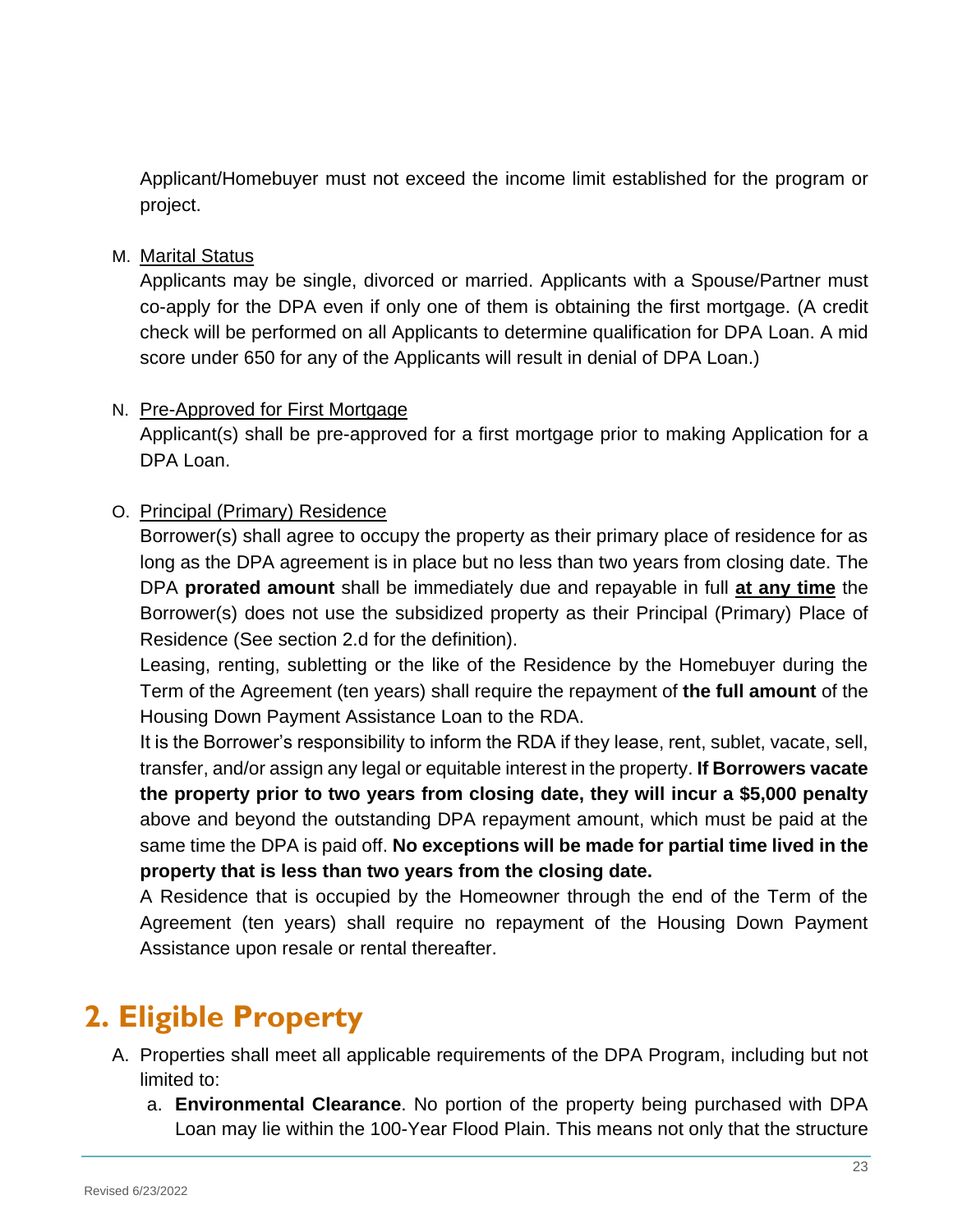Applicant/Homebuyer must not exceed the income limit established for the program or project.

M. <u>Marital Status</u>

Applicants may be single, divorced or married. Applicants with a Spouse/Partner must co-apply for the DPA even if only one of them is obtaining the first mortgage. (A credit check will be performed on all Applicants to determine qualification for DPA Loan. A mid score under 650 for any of the Applicants will result in denial of DPA Loan.)

N. <u>Pre-Approved for First Mortgage</u>

Applicant(s) shall be pre-approved for a first mortgage prior to making Application for a DPA Loan.

O. <u>Principal (Primary) Residence</u>

Borrower(s) shall agree to occupy the property as their primary place of residence for as long as the DPA agreement is in place but no less than two years from closing date. The DPA **prorated amount** shall be immediately due and repayable in full **<u>at any time</u>** the Borrower(s) does not use the subsidized property as their Principal (Primary) Place of Residence (See section 2.d for the definition).

Leasing, renting, subletting or the like of the Residence by the Homebuyer during the Term of the Agreement (ten years) shall require the repayment of **the full amount** of the Housing Down Payment Assistance Loan to the RDA.

It is the Borrower's responsibility to inform the RDA if they lease, rent, sublet, vacate, sell, transfer, and/or assign any legal or equitable interest in the property. **If Borrowers vacate the property prior to two years from closing date, they will incur a $5,000 penalty** above and beyond the outstanding DPA repayment amount, which must be paid at the same time the DPA is paid off. **No exceptions will be made for partial time lived in the property that is less than two years from the closing date.**

A Residence that is occupied by the Homeowner through the end of the Term of the Agreement (ten years) shall require no repayment of the Housing Down Payment Assistance upon resale or rental thereafter.

# 2. Eligible Property

A. Properties shall meet all applicable requirements of the DPA Program, including but not limited to:

   a. **Environmental Clearance**. No portion of the property being purchased with DPA Loan may lie within the 100-Year Flood Plain. This means not only that the structure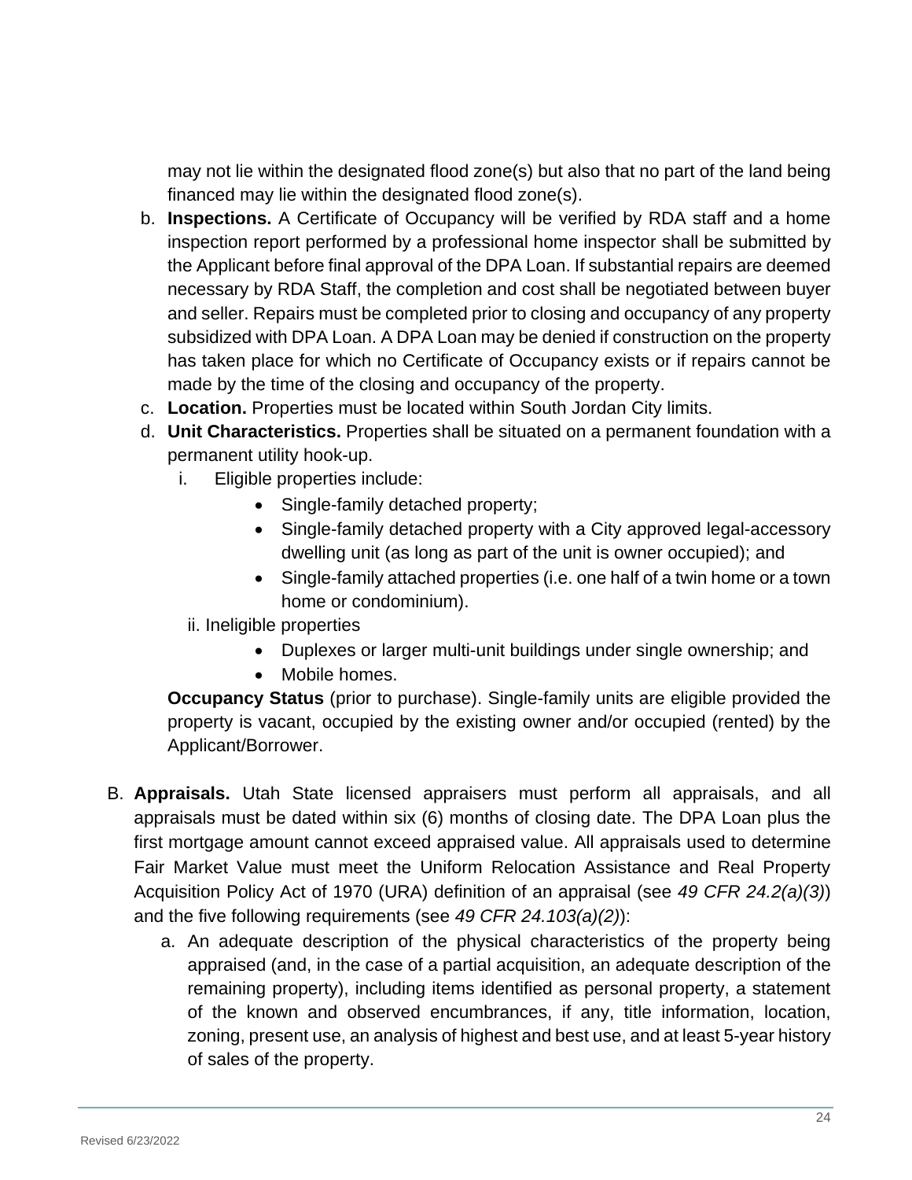may not lie within the designated flood zone(s) but also that no part of the land being financed may lie within the designated flood zone(s).

b. **Inspections.** A Certificate of Occupancy will be verified by RDA staff and a home inspection report performed by a professional home inspector shall be submitted by the Applicant before final approval of the DPA Loan. If substantial repairs are deemed necessary by RDA Staff, the completion and cost shall be negotiated between buyer and seller. Repairs must be completed prior to closing and occupancy of any property subsidized with DPA Loan. A DPA Loan may be denied if construction on the property has taken place for which no Certificate of Occupancy exists or if repairs cannot be made by the time of the closing and occupancy of the property.

c. **Location.** Properties must be located within South Jordan City limits.

d. **Unit Characteristics.** Properties shall be situated on a permanent foundation with a permanent utility hook-up.

   i. Eligible properties include:
      - Single-family detached property;
      - Single-family detached property with a City approved legal-accessory dwelling unit (as long as part of the unit is owner occupied); and
      - Single-family attached properties (i.e. one half of a twin home or a town home or condominium).

   ii. Ineligible properties
      - Duplexes or larger multi-unit buildings under single ownership; and
      - Mobile homes.

   **Occupancy Status** (prior to purchase). Single-family units are eligible provided the property is vacant, occupied by the existing owner and/or occupied (rented) by the Applicant/Borrower.

B. **Appraisals.** Utah State licensed appraisers must perform all appraisals, and all appraisals must be dated within six (6) months of closing date. The DPA Loan plus the first mortgage amount cannot exceed appraised value. All appraisals used to determine Fair Market Value must meet the Uniform Relocation Assistance and Real Property Acquisition Policy Act of 1970 (URA) definition of an appraisal (see *49 CFR 24.2(a)(3)*) and the five following requirements (see *49 CFR 24.103(a)(2)*):

   a. An adequate description of the physical characteristics of the property being appraised (and, in the case of a partial acquisition, an adequate description of the remaining property), including items identified as personal property, a statement of the known and observed encumbrances, if any, title information, location, zoning, present use, an analysis of highest and best use, and at least 5-year history of sales of the property.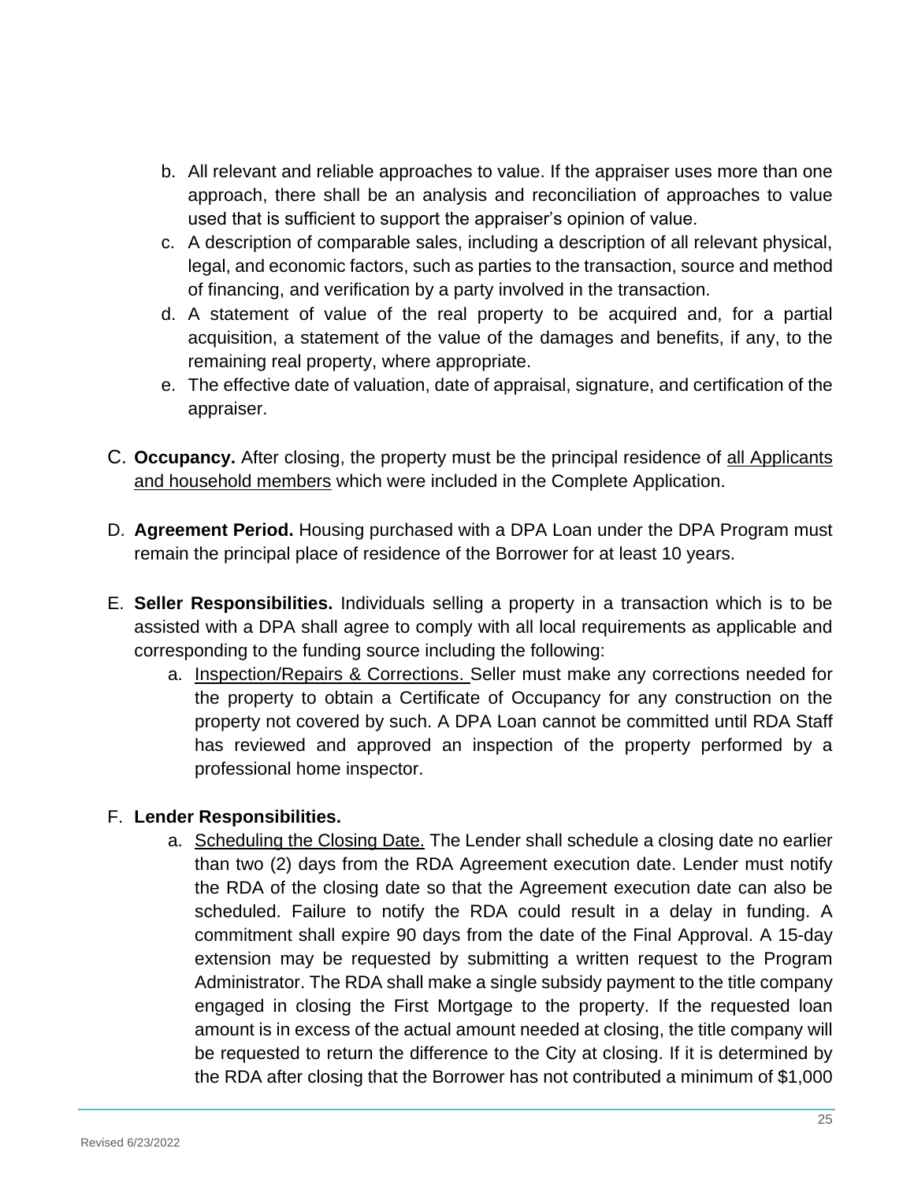b. All relevant and reliable approaches to value. If the appraiser uses more than one approach, there shall be an analysis and reconciliation of approaches to value used that is sufficient to support the appraiser's opinion of value.
c. A description of comparable sales, including a description of all relevant physical, legal, and economic factors, such as parties to the transaction, source and method of financing, and verification by a party involved in the transaction.
d. A statement of value of the real property to be acquired and, for a partial acquisition, a statement of the value of the damages and benefits, if any, to the remaining real property, where appropriate.
e. The effective date of valuation, date of appraisal, signature, and certification of the appraiser.

C. **Occupancy.** After closing, the property must be the principal residence of <u>all Applicants and household members</u> which were included in the Complete Application.

D. **Agreement Period.** Housing purchased with a DPA Loan under the DPA Program must remain the principal place of residence of the Borrower for at least 10 years.

E. **Seller Responsibilities.** Individuals selling a property in a transaction which is to be assisted with a DPA shall agree to comply with all local requirements as applicable and corresponding to the funding source including the following:

   a. <u>Inspection/Repairs & Corrections.</u> Seller must make any corrections needed for the property to obtain a Certificate of Occupancy for any construction on the property not covered by such. A DPA Loan cannot be committed until RDA Staff has reviewed and approved an inspection of the property performed by a professional home inspector.

F. **Lender Responsibilities.**

   a. <u>Scheduling the Closing Date.</u> The Lender shall schedule a closing date no earlier than two (2) days from the RDA Agreement execution date. Lender must notify the RDA of the closing date so that the Agreement execution date can also be scheduled. Failure to notify the RDA could result in a delay in funding. A commitment shall expire 90 days from the date of the Final Approval. A 15-day extension may be requested by submitting a written request to the Program Administrator. The RDA shall make a single subsidy payment to the title company engaged in closing the First Mortgage to the property. If the requested loan amount is in excess of the actual amount needed at closing, the title company will be requested to return the difference to the City at closing. If it is determined by the RDA after closing that the Borrower has not contributed a minimum of $1,000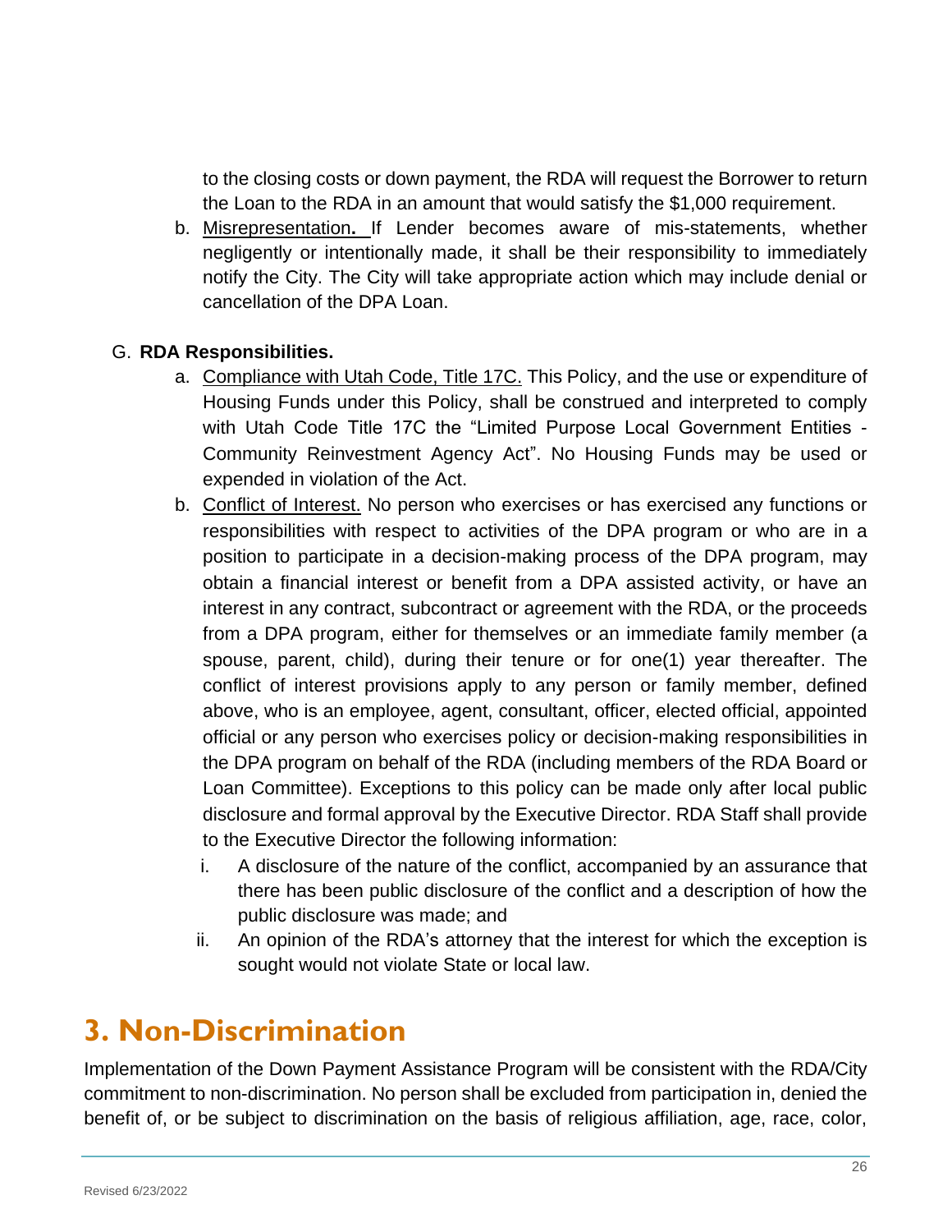to the closing costs or down payment, the RDA will request the Borrower to return the Loan to the RDA in an amount that would satisfy the $1,000 requirement.

b. Misrepresentation. If Lender becomes aware of mis-statements, whether negligently or intentionally made, it shall be their responsibility to immediately notify the City. The City will take appropriate action which may include denial or cancellation of the DPA Loan.

G. **RDA Responsibilities.**

a. Compliance with Utah Code, Title 17C. This Policy, and the use or expenditure of Housing Funds under this Policy, shall be construed and interpreted to comply with Utah Code Title 17C the "Limited Purpose Local Government Entities - Community Reinvestment Agency Act". No Housing Funds may be used or expended in violation of the Act.

b. Conflict of Interest. No person who exercises or has exercised any functions or responsibilities with respect to activities of the DPA program or who are in a position to participate in a decision-making process of the DPA program, may obtain a financial interest or benefit from a DPA assisted activity, or have an interest in any contract, subcontract or agreement with the RDA, or the proceeds from a DPA program, either for themselves or an immediate family member (a spouse, parent, child), during their tenure or for one(1) year thereafter. The conflict of interest provisions apply to any person or family member, defined above, who is an employee, agent, consultant, officer, elected official, appointed official or any person who exercises policy or decision-making responsibilities in the DPA program on behalf of the RDA (including members of the RDA Board or Loan Committee). Exceptions to this policy can be made only after local public disclosure and formal approval by the Executive Director. RDA Staff shall provide to the Executive Director the following information:

i. A disclosure of the nature of the conflict, accompanied by an assurance that there has been public disclosure of the conflict and a description of how the public disclosure was made; and

ii. An opinion of the RDA's attorney that the interest for which the exception is sought would not violate State or local law.

# 3. Non-Discrimination

Implementation of the Down Payment Assistance Program will be consistent with the RDA/City commitment to non-discrimination. No person shall be excluded from participation in, denied the benefit of, or be subject to discrimination on the basis of religious affiliation, age, race, color,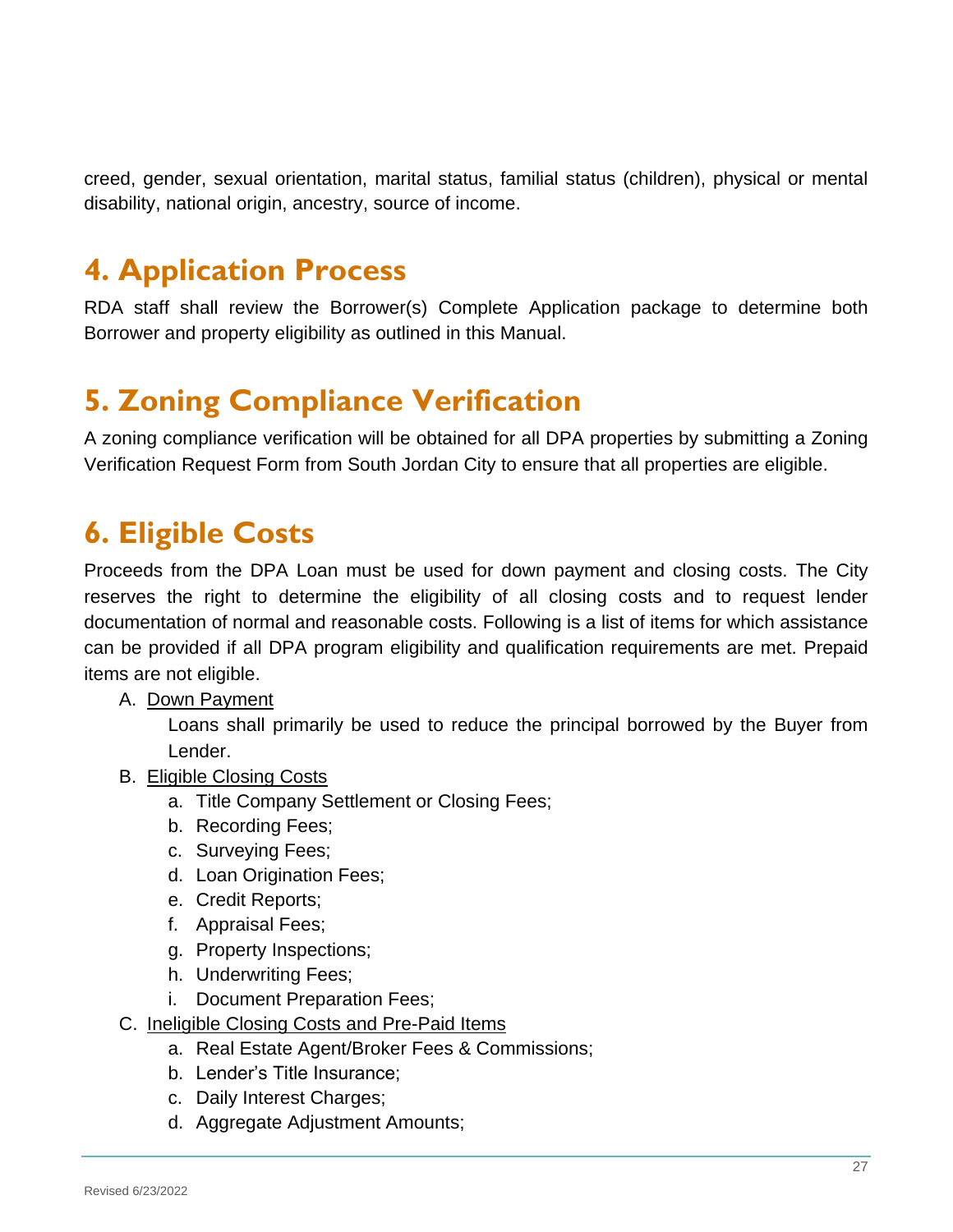creed, gender, sexual orientation, marital status, familial status (children), physical or mental disability, national origin, ancestry, source of income.

## 4. Application Process

RDA staff shall review the Borrower(s) Complete Application package to determine both Borrower and property eligibility as outlined in this Manual.

## 5. Zoning Compliance Verification

A zoning compliance verification will be obtained for all DPA properties by submitting a Zoning Verification Request Form from South Jordan City to ensure that all properties are eligible.

## 6. Eligible Costs

Proceeds from the DPA Loan must be used for down payment and closing costs. The City reserves the right to determine the eligibility of all closing costs and to request lender documentation of normal and reasonable costs. Following is a list of items for which assistance can be provided if all DPA program eligibility and qualification requirements are met. Prepaid items are not eligible.

A. Down Payment

   Loans shall primarily be used to reduce the principal borrowed by the Buyer from Lender.

B. Eligible Closing Costs
   a. Title Company Settlement or Closing Fees;
   b. Recording Fees;
   c. Surveying Fees;
   d. Loan Origination Fees;
   e. Credit Reports;
   f. Appraisal Fees;
   g. Property Inspections;
   h. Underwriting Fees;
   i. Document Preparation Fees;

C. Ineligible Closing Costs and Pre-Paid Items
   a. Real Estate Agent/Broker Fees & Commissions;
   b. Lender's Title Insurance;
   c. Daily Interest Charges;
   d. Aggregate Adjustment Amounts;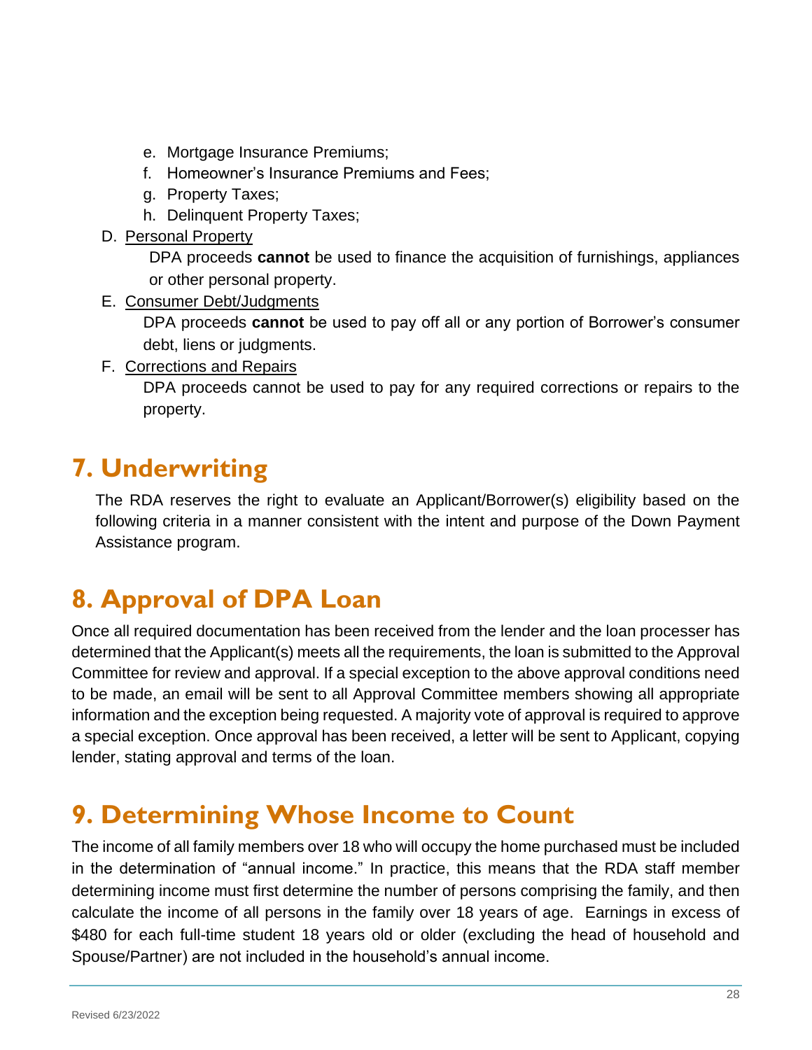e. Mortgage Insurance Premiums;
   f. Homeowner's Insurance Premiums and Fees;
   g. Property Taxes;
   h. Delinquent Property Taxes;

D. Personal Property

   DPA proceeds **cannot** be used to finance the acquisition of furnishings, appliances or other personal property.

E. Consumer Debt/Judgments

   DPA proceeds **cannot** be used to pay off all or any portion of Borrower's consumer debt, liens or judgments.

F. Corrections and Repairs

   DPA proceeds cannot be used to pay for any required corrections or repairs to the property.

# 7. Underwriting

The RDA reserves the right to evaluate an Applicant/Borrower(s) eligibility based on the following criteria in a manner consistent with the intent and purpose of the Down Payment Assistance program.

# 8. Approval of DPA Loan

Once all required documentation has been received from the lender and the loan processer has determined that the Applicant(s) meets all the requirements, the loan is submitted to the Approval Committee for review and approval. If a special exception to the above approval conditions need to be made, an email will be sent to all Approval Committee members showing all appropriate information and the exception being requested. A majority vote of approval is required to approve a special exception. Once approval has been received, a letter will be sent to Applicant, copying lender, stating approval and terms of the loan.

# 9. Determining Whose Income to Count

The income of all family members over 18 who will occupy the home purchased must be included in the determination of "annual income." In practice, this means that the RDA staff member determining income must first determine the number of persons comprising the family, and then calculate the income of all persons in the family over 18 years of age. Earnings in excess of $480 for each full-time student 18 years old or older (excluding the head of household and Spouse/Partner) are not included in the household's annual income.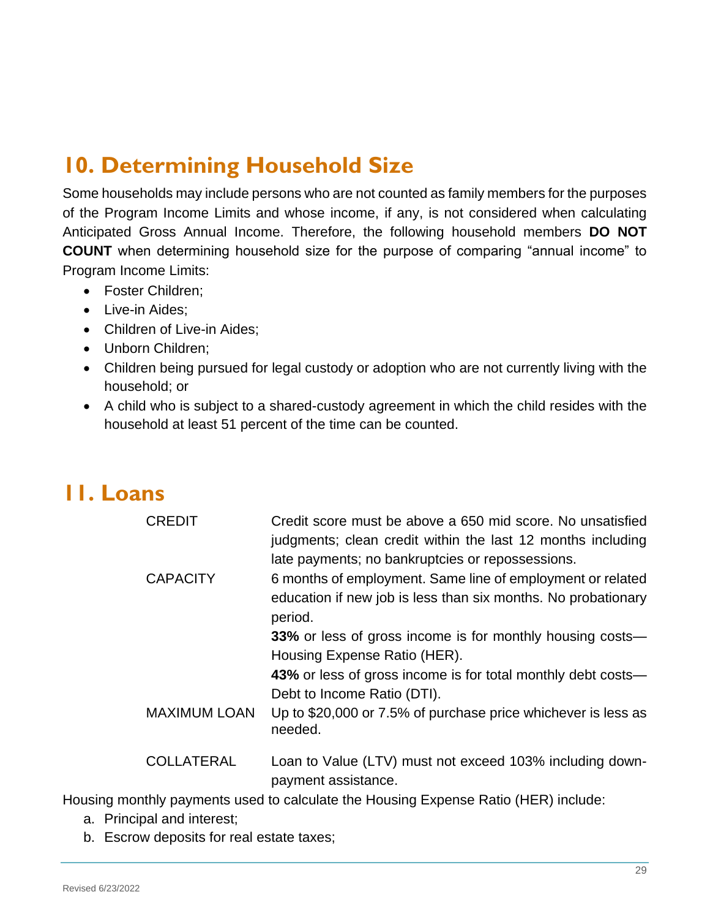## 10. Determining Household Size

Some households may include persons who are not counted as family members for the purposes of the Program Income Limits and whose income, if any, is not considered when calculating Anticipated Gross Annual Income. Therefore, the following household members **DO NOT COUNT** when determining household size for the purpose of comparing "annual income" to Program Income Limits:

- Foster Children;
- Live-in Aides;
- Children of Live-in Aides;
- Unborn Children;
- Children being pursued for legal custody or adoption who are not currently living with the household; or
- A child who is subject to a shared-custody agreement in which the child resides with the household at least 51 percent of the time can be counted.

## 11. Loans

| | |
|---|---|
| CREDIT | Credit score must be above a 650 mid score. No unsatisfied judgments; clean credit within the last 12 months including late payments; no bankruptcies or repossessions. |
| CAPACITY | 6 months of employment. Same line of employment or related education if new job is less than six months. No probationary period.<br>**33%** or less of gross income is for monthly housing costs—Housing Expense Ratio (HER).<br>**43%** or less of gross income is for total monthly debt costs—Debt to Income Ratio (DTI). |
| MAXIMUM LOAN | Up to $20,000 or 7.5% of purchase price whichever is less as needed. |
| COLLATERAL | Loan to Value (LTV) must not exceed 103% including down-payment assistance. |

Housing monthly payments used to calculate the Housing Expense Ratio (HER) include:

a. Principal and interest;
b. Escrow deposits for real estate taxes;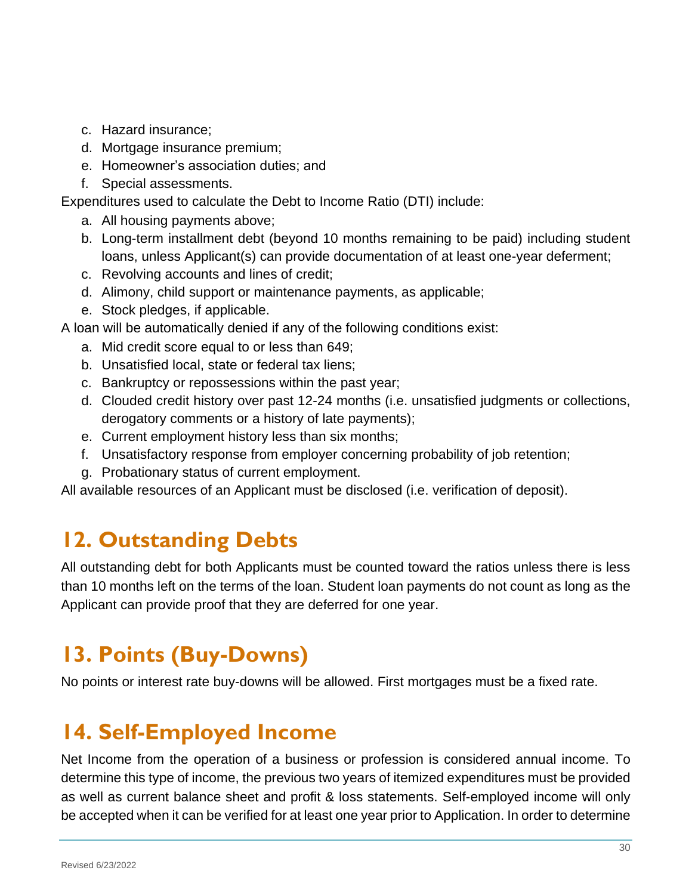c. Hazard insurance;
d. Mortgage insurance premium;
e. Homeowner's association duties; and
f. Special assessments.

Expenditures used to calculate the Debt to Income Ratio (DTI) include:

a. All housing payments above;
b. Long-term installment debt (beyond 10 months remaining to be paid) including student loans, unless Applicant(s) can provide documentation of at least one-year deferment;
c. Revolving accounts and lines of credit;
d. Alimony, child support or maintenance payments, as applicable;
e. Stock pledges, if applicable.

A loan will be automatically denied if any of the following conditions exist:

a. Mid credit score equal to or less than 649;
b. Unsatisfied local, state or federal tax liens;
c. Bankruptcy or repossessions within the past year;
d. Clouded credit history over past 12-24 months (i.e. unsatisfied judgments or collections, derogatory comments or a history of late payments);
e. Current employment history less than six months;
f. Unsatisfactory response from employer concerning probability of job retention;
g. Probationary status of current employment.

All available resources of an Applicant must be disclosed (i.e. verification of deposit).

## 12. Outstanding Debts

All outstanding debt for both Applicants must be counted toward the ratios unless there is less than 10 months left on the terms of the loan. Student loan payments do not count as long as the Applicant can provide proof that they are deferred for one year.

## 13. Points (Buy-Downs)

No points or interest rate buy-downs will be allowed. First mortgages must be a fixed rate.

## 14. Self-Employed Income

Net Income from the operation of a business or profession is considered annual income. To determine this type of income, the previous two years of itemized expenditures must be provided as well as current balance sheet and profit & loss statements. Self-employed income will only be accepted when it can be verified for at least one year prior to Application. In order to determine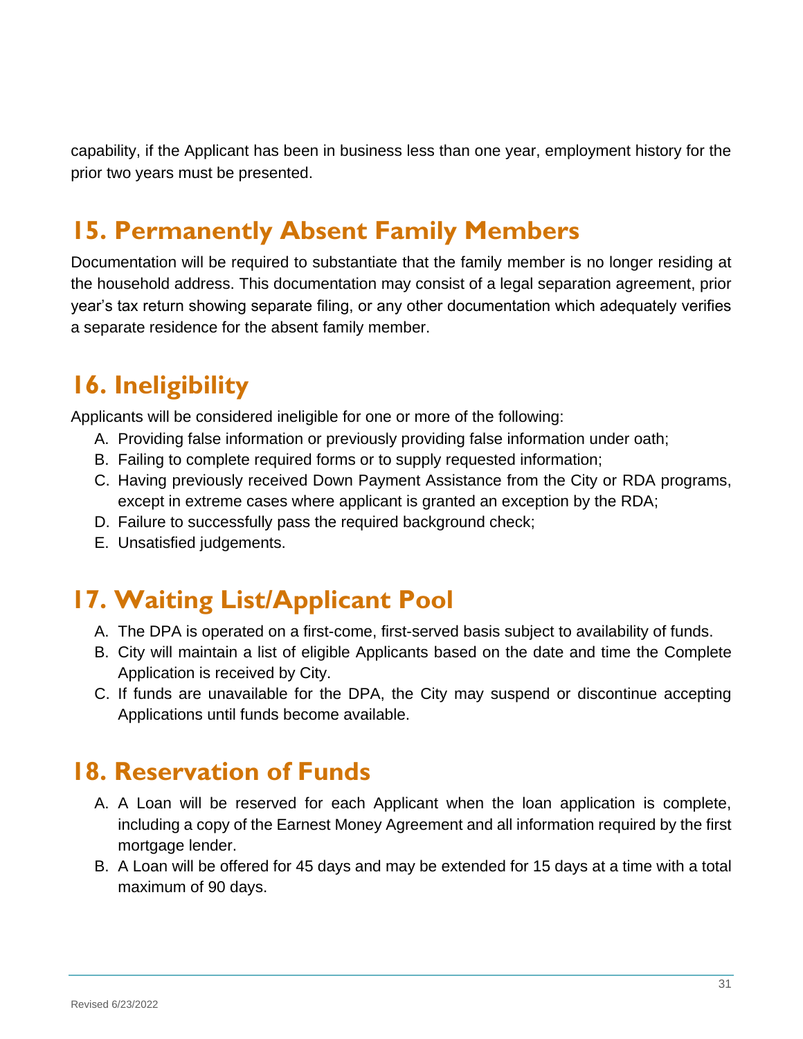capability, if the Applicant has been in business less than one year, employment history for the prior two years must be presented.

## 15. Permanently Absent Family Members

Documentation will be required to substantiate that the family member is no longer residing at the household address. This documentation may consist of a legal separation agreement, prior year's tax return showing separate filing, or any other documentation which adequately verifies a separate residence for the absent family member.

## 16. Ineligibility

Applicants will be considered ineligible for one or more of the following:

A. Providing false information or previously providing false information under oath;
B. Failing to complete required forms or to supply requested information;
C. Having previously received Down Payment Assistance from the City or RDA programs, except in extreme cases where applicant is granted an exception by the RDA;
D. Failure to successfully pass the required background check;
E. Unsatisfied judgements.

## 17. Waiting List/Applicant Pool

A. The DPA is operated on a first-come, first-served basis subject to availability of funds.
B. City will maintain a list of eligible Applicants based on the date and time the Complete Application is received by City.
C. If funds are unavailable for the DPA, the City may suspend or discontinue accepting Applications until funds become available.

## 18. Reservation of Funds

A. A Loan will be reserved for each Applicant when the loan application is complete, including a copy of the Earnest Money Agreement and all information required by the first mortgage lender.
B. A Loan will be offered for 45 days and may be extended for 15 days at a time with a total maximum of 90 days.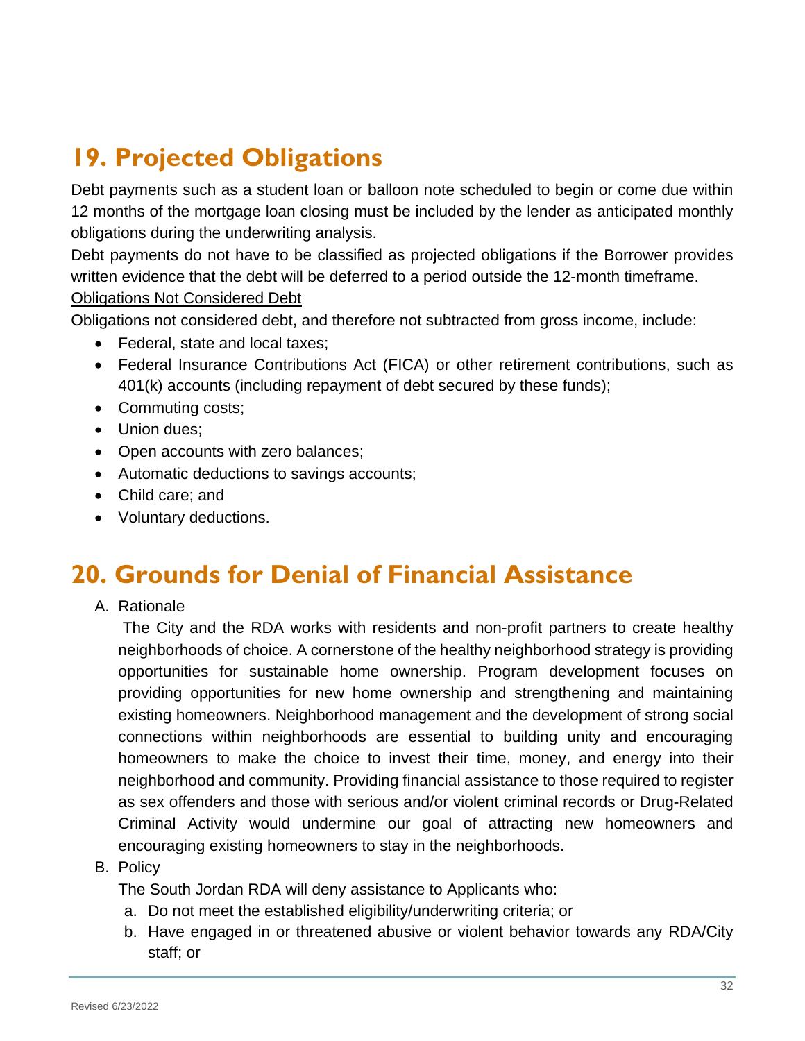## 19. Projected Obligations

Debt payments such as a student loan or balloon note scheduled to begin or come due within 12 months of the mortgage loan closing must be included by the lender as anticipated monthly obligations during the underwriting analysis.

Debt payments do not have to be classified as projected obligations if the Borrower provides written evidence that the debt will be deferred to a period outside the 12-month timeframe.

<u>Obligations Not Considered Debt</u>

Obligations not considered debt, and therefore not subtracted from gross income, include:

- Federal, state and local taxes;
- Federal Insurance Contributions Act (FICA) or other retirement contributions, such as 401(k) accounts (including repayment of debt secured by these funds);
- Commuting costs;
- Union dues;
- Open accounts with zero balances;
- Automatic deductions to savings accounts;
- Child care; and
- Voluntary deductions.

## 20. Grounds for Denial of Financial Assistance

A. Rationale

The City and the RDA works with residents and non-profit partners to create healthy neighborhoods of choice. A cornerstone of the healthy neighborhood strategy is providing opportunities for sustainable home ownership. Program development focuses on providing opportunities for new home ownership and strengthening and maintaining existing homeowners. Neighborhood management and the development of strong social connections within neighborhoods are essential to building unity and encouraging homeowners to make the choice to invest their time, money, and energy into their neighborhood and community. Providing financial assistance to those required to register as sex offenders and those with serious and/or violent criminal records or Drug-Related Criminal Activity would undermine our goal of attracting new homeowners and encouraging existing homeowners to stay in the neighborhoods.

B. Policy

The South Jordan RDA will deny assistance to Applicants who:

a. Do not meet the established eligibility/underwriting criteria; or
b. Have engaged in or threatened abusive or violent behavior towards any RDA/City staff; or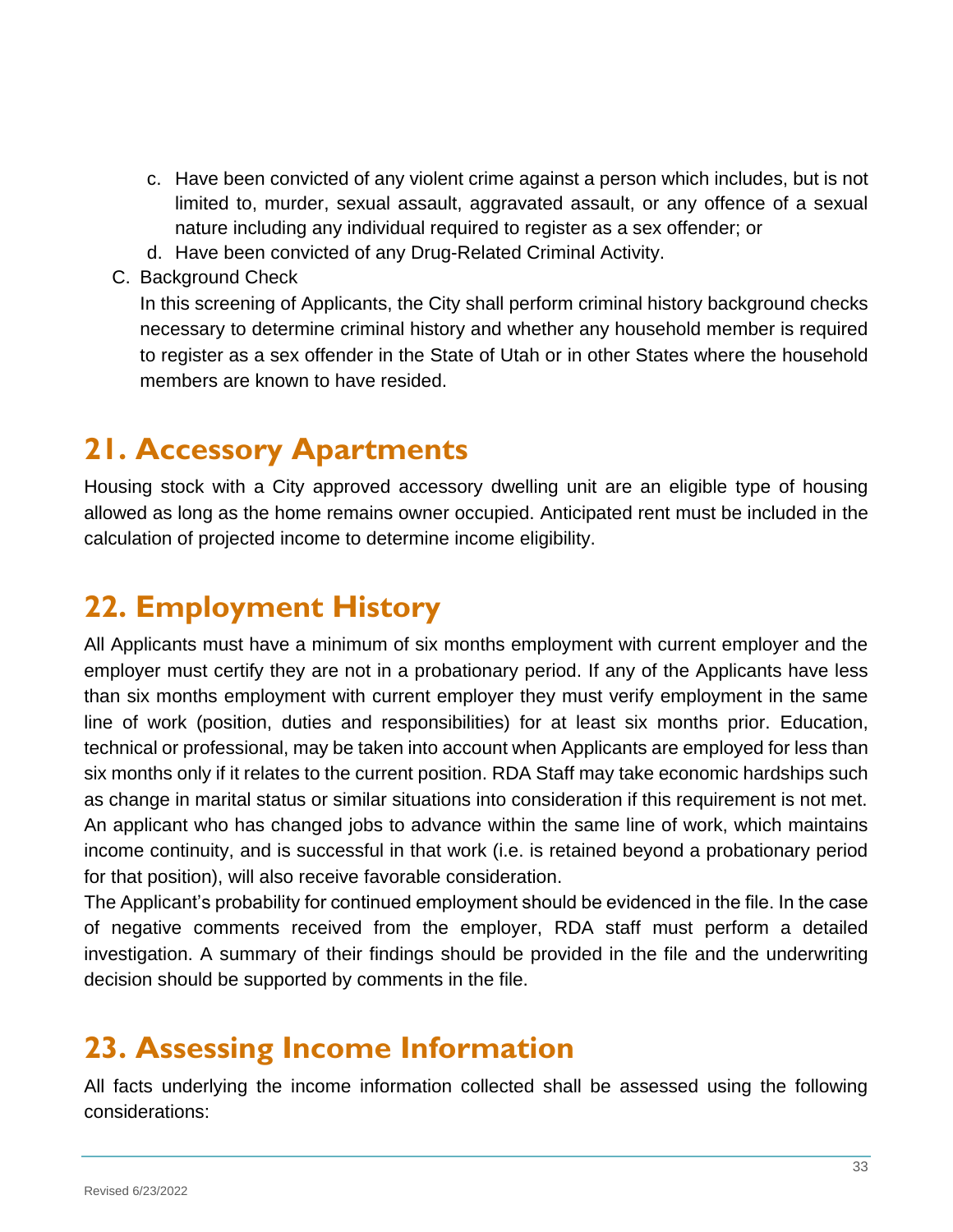c. Have been convicted of any violent crime against a person which includes, but is not limited to, murder, sexual assault, aggravated assault, or any offence of a sexual nature including any individual required to register as a sex offender; or
   d. Have been convicted of any Drug-Related Criminal Activity.

C. Background Check

   In this screening of Applicants, the City shall perform criminal history background checks necessary to determine criminal history and whether any household member is required to register as a sex offender in the State of Utah or in other States where the household members are known to have resided.

# 21. Accessory Apartments

Housing stock with a City approved accessory dwelling unit are an eligible type of housing allowed as long as the home remains owner occupied. Anticipated rent must be included in the calculation of projected income to determine income eligibility.

# 22. Employment History

All Applicants must have a minimum of six months employment with current employer and the employer must certify they are not in a probationary period. If any of the Applicants have less than six months employment with current employer they must verify employment in the same line of work (position, duties and responsibilities) for at least six months prior. Education, technical or professional, may be taken into account when Applicants are employed for less than six months only if it relates to the current position. RDA Staff may take economic hardships such as change in marital status or similar situations into consideration if this requirement is not met. An applicant who has changed jobs to advance within the same line of work, which maintains income continuity, and is successful in that work (i.e. is retained beyond a probationary period for that position), will also receive favorable consideration.

The Applicant's probability for continued employment should be evidenced in the file. In the case of negative comments received from the employer, RDA staff must perform a detailed investigation. A summary of their findings should be provided in the file and the underwriting decision should be supported by comments in the file.

# 23. Assessing Income Information

All facts underlying the income information collected shall be assessed using the following considerations: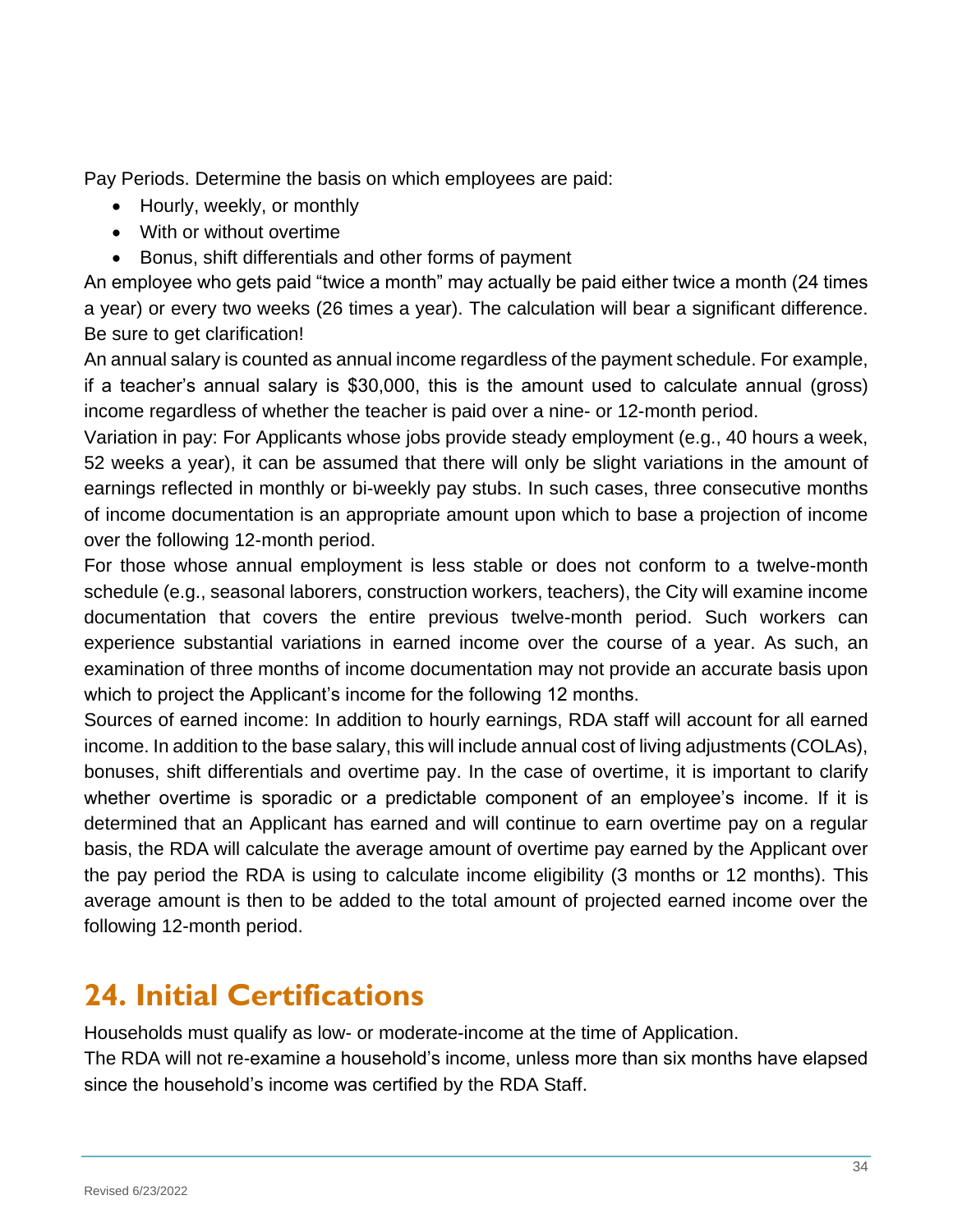Pay Periods. Determine the basis on which employees are paid:

- Hourly, weekly, or monthly
- With or without overtime
- Bonus, shift differentials and other forms of payment

An employee who gets paid "twice a month" may actually be paid either twice a month (24 times a year) or every two weeks (26 times a year). The calculation will bear a significant difference. Be sure to get clarification!

An annual salary is counted as annual income regardless of the payment schedule. For example, if a teacher's annual salary is $30,000, this is the amount used to calculate annual (gross) income regardless of whether the teacher is paid over a nine- or 12-month period.

Variation in pay: For Applicants whose jobs provide steady employment (e.g., 40 hours a week, 52 weeks a year), it can be assumed that there will only be slight variations in the amount of earnings reflected in monthly or bi-weekly pay stubs. In such cases, three consecutive months of income documentation is an appropriate amount upon which to base a projection of income over the following 12-month period.

For those whose annual employment is less stable or does not conform to a twelve-month schedule (e.g., seasonal laborers, construction workers, teachers), the City will examine income documentation that covers the entire previous twelve-month period. Such workers can experience substantial variations in earned income over the course of a year. As such, an examination of three months of income documentation may not provide an accurate basis upon which to project the Applicant's income for the following 12 months.

Sources of earned income: In addition to hourly earnings, RDA staff will account for all earned income. In addition to the base salary, this will include annual cost of living adjustments (COLAs), bonuses, shift differentials and overtime pay. In the case of overtime, it is important to clarify whether overtime is sporadic or a predictable component of an employee's income. If it is determined that an Applicant has earned and will continue to earn overtime pay on a regular basis, the RDA will calculate the average amount of overtime pay earned by the Applicant over the pay period the RDA is using to calculate income eligibility (3 months or 12 months). This average amount is then to be added to the total amount of projected earned income over the following 12-month period.

# 24. Initial Certifications

Households must qualify as low- or moderate-income at the time of Application.

The RDA will not re-examine a household's income, unless more than six months have elapsed since the household's income was certified by the RDA Staff.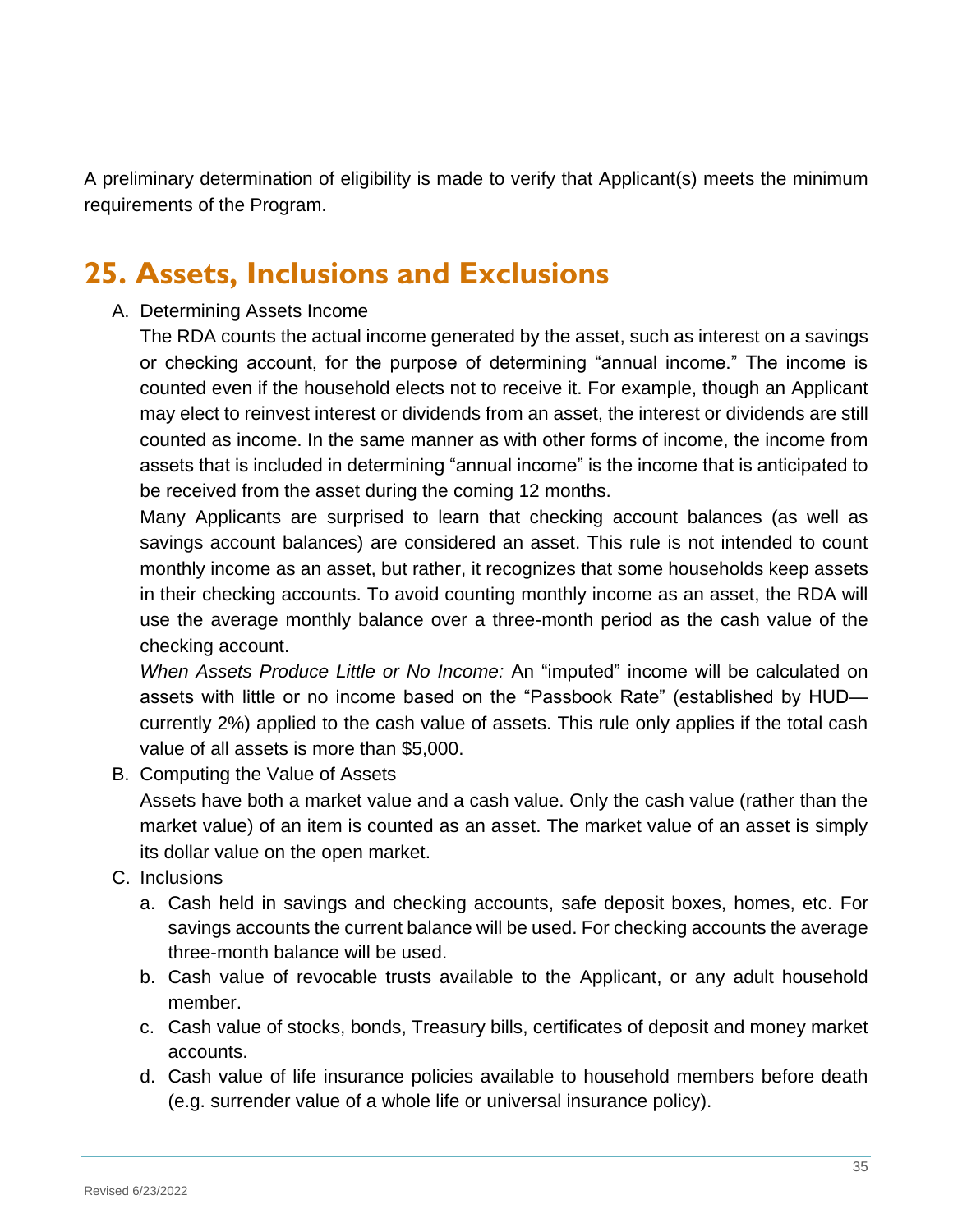A preliminary determination of eligibility is made to verify that Applicant(s) meets the minimum requirements of the Program.

## 25. Assets, Inclusions and Exclusions

A. Determining Assets Income

   The RDA counts the actual income generated by the asset, such as interest on a savings or checking account, for the purpose of determining "annual income." The income is counted even if the household elects not to receive it. For example, though an Applicant may elect to reinvest interest or dividends from an asset, the interest or dividends are still counted as income. In the same manner as with other forms of income, the income from assets that is included in determining "annual income" is the income that is anticipated to be received from the asset during the coming 12 months.

   Many Applicants are surprised to learn that checking account balances (as well as savings account balances) are considered an asset. This rule is not intended to count monthly income as an asset, but rather, it recognizes that some households keep assets in their checking accounts. To avoid counting monthly income as an asset, the RDA will use the average monthly balance over a three-month period as the cash value of the checking account.

   *When Assets Produce Little or No Income:* An "imputed" income will be calculated on assets with little or no income based on the "Passbook Rate" (established by HUD—currently 2%) applied to the cash value of assets. This rule only applies if the total cash value of all assets is more than $5,000.

B. Computing the Value of Assets

   Assets have both a market value and a cash value. Only the cash value (rather than the market value) of an item is counted as an asset. The market value of an asset is simply its dollar value on the open market.

C. Inclusions

   a. Cash held in savings and checking accounts, safe deposit boxes, homes, etc. For savings accounts the current balance will be used. For checking accounts the average three-month balance will be used.
   b. Cash value of revocable trusts available to the Applicant, or any adult household member.
   c. Cash value of stocks, bonds, Treasury bills, certificates of deposit and money market accounts.
   d. Cash value of life insurance policies available to household members before death (e.g. surrender value of a whole life or universal insurance policy).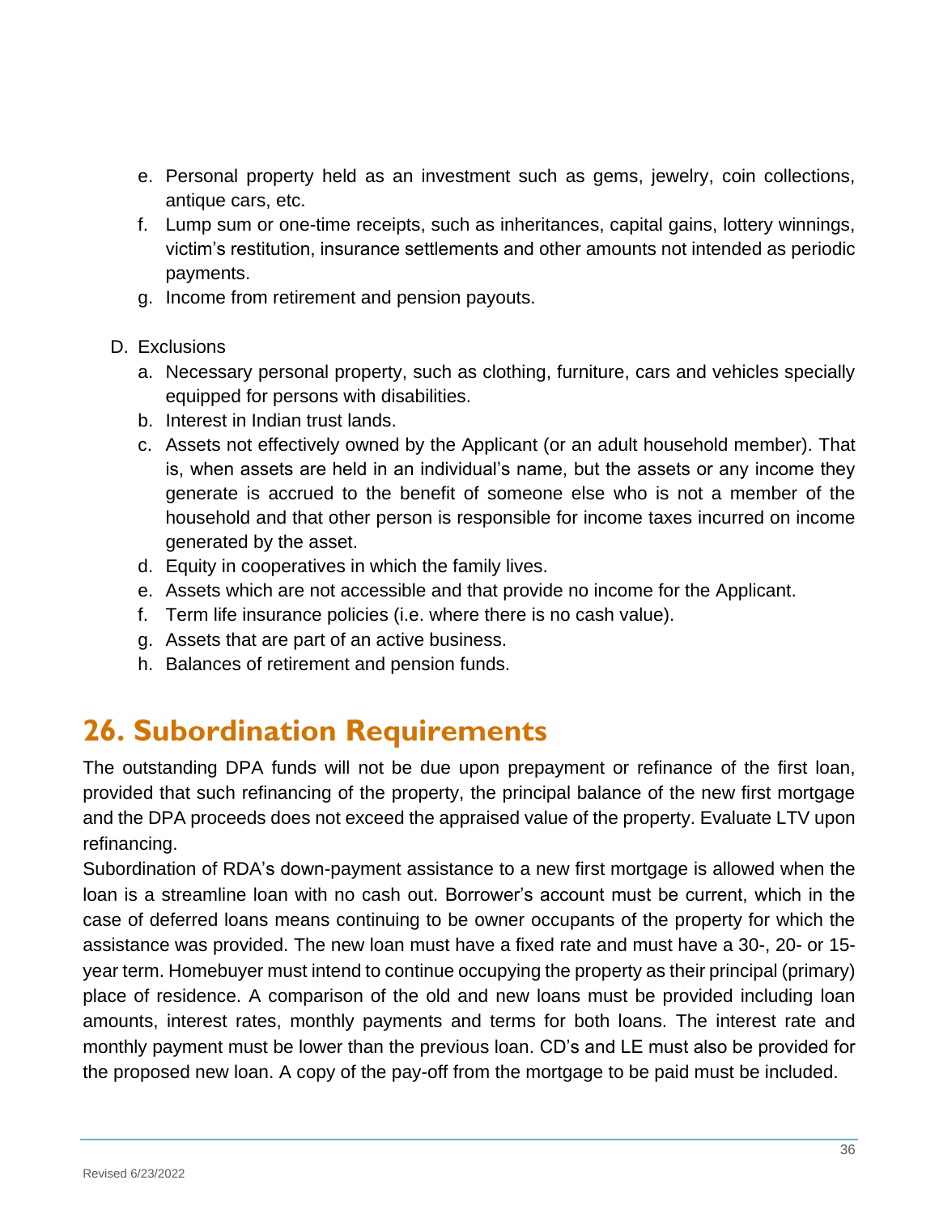e. Personal property held as an investment such as gems, jewelry, coin collections, antique cars, etc.
f. Lump sum or one-time receipts, such as inheritances, capital gains, lottery winnings, victim's restitution, insurance settlements and other amounts not intended as periodic payments.
g. Income from retirement and pension payouts.

D. Exclusions
   a. Necessary personal property, such as clothing, furniture, cars and vehicles specially equipped for persons with disabilities.
   b. Interest in Indian trust lands.
   c. Assets not effectively owned by the Applicant (or an adult household member). That is, when assets are held in an individual's name, but the assets or any income they generate is accrued to the benefit of someone else who is not a member of the household and that other person is responsible for income taxes incurred on income generated by the asset.
   d. Equity in cooperatives in which the family lives.
   e. Assets which are not accessible and that provide no income for the Applicant.
   f. Term life insurance policies (i.e. where there is no cash value).
   g. Assets that are part of an active business.
   h. Balances of retirement and pension funds.

# 26. Subordination Requirements

The outstanding DPA funds will not be due upon prepayment or refinance of the first loan, provided that such refinancing of the property, the principal balance of the new first mortgage and the DPA proceeds does not exceed the appraised value of the property. Evaluate LTV upon refinancing.

Subordination of RDA's down-payment assistance to a new first mortgage is allowed when the loan is a streamline loan with no cash out. Borrower's account must be current, which in the case of deferred loans means continuing to be owner occupants of the property for which the assistance was provided. The new loan must have a fixed rate and must have a 30-, 20- or 15-year term. Homebuyer must intend to continue occupying the property as their principal (primary) place of residence. A comparison of the old and new loans must be provided including loan amounts, interest rates, monthly payments and terms for both loans. The interest rate and monthly payment must be lower than the previous loan. CD's and LE must also be provided for the proposed new loan. A copy of the pay-off from the mortgage to be paid must be included.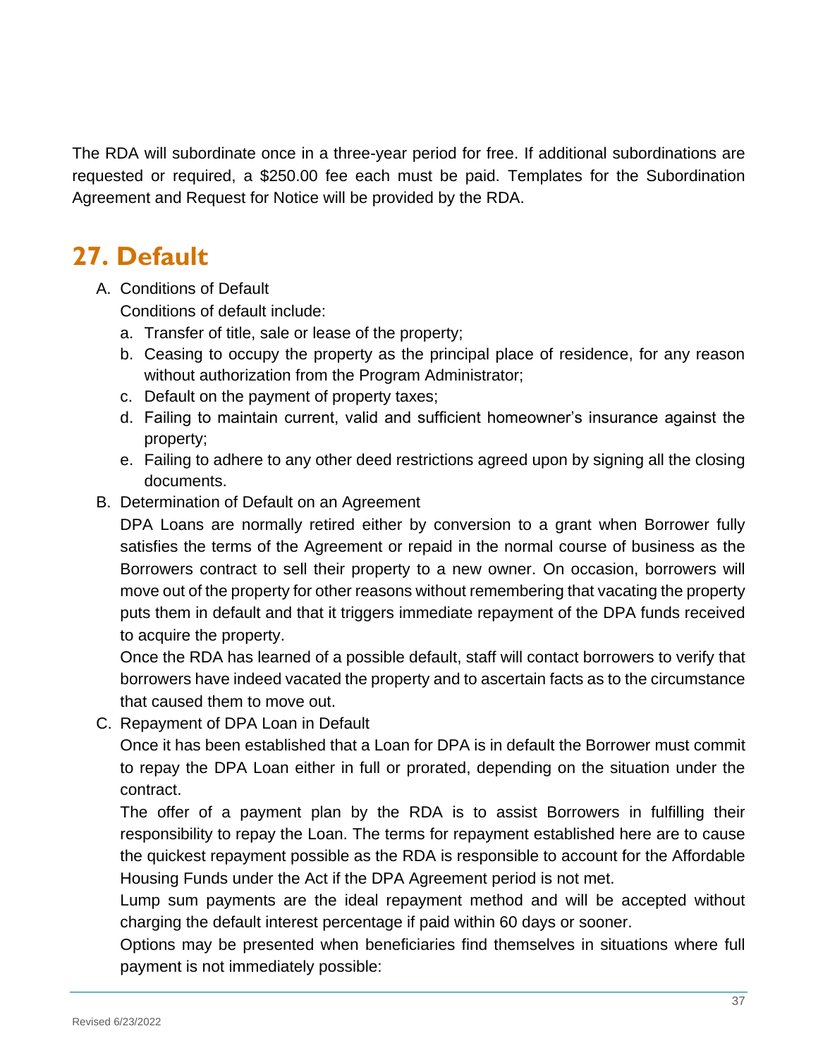The RDA will subordinate once in a three-year period for free. If additional subordinations are requested or required, a $250.00 fee each must be paid. Templates for the Subordination Agreement and Request for Notice will be provided by the RDA.

## 27. Default

A. Conditions of Default

   Conditions of default include:

   a. Transfer of title, sale or lease of the property;
   b. Ceasing to occupy the property as the principal place of residence, for any reason without authorization from the Program Administrator;
   c. Default on the payment of property taxes;
   d. Failing to maintain current, valid and sufficient homeowner's insurance against the property;
   e. Failing to adhere to any other deed restrictions agreed upon by signing all the closing documents.

B. Determination of Default on an Agreement

   DPA Loans are normally retired either by conversion to a grant when Borrower fully satisfies the terms of the Agreement or repaid in the normal course of business as the Borrowers contract to sell their property to a new owner. On occasion, borrowers will move out of the property for other reasons without remembering that vacating the property puts them in default and that it triggers immediate repayment of the DPA funds received to acquire the property.

   Once the RDA has learned of a possible default, staff will contact borrowers to verify that borrowers have indeed vacated the property and to ascertain facts as to the circumstance that caused them to move out.

C. Repayment of DPA Loan in Default

   Once it has been established that a Loan for DPA is in default the Borrower must commit to repay the DPA Loan either in full or prorated, depending on the situation under the contract.

   The offer of a payment plan by the RDA is to assist Borrowers in fulfilling their responsibility to repay the Loan. The terms for repayment established here are to cause the quickest repayment possible as the RDA is responsible to account for the Affordable Housing Funds under the Act if the DPA Agreement period is not met.

   Lump sum payments are the ideal repayment method and will be accepted without charging the default interest percentage if paid within 60 days or sooner.

   Options may be presented when beneficiaries find themselves in situations where full payment is not immediately possible: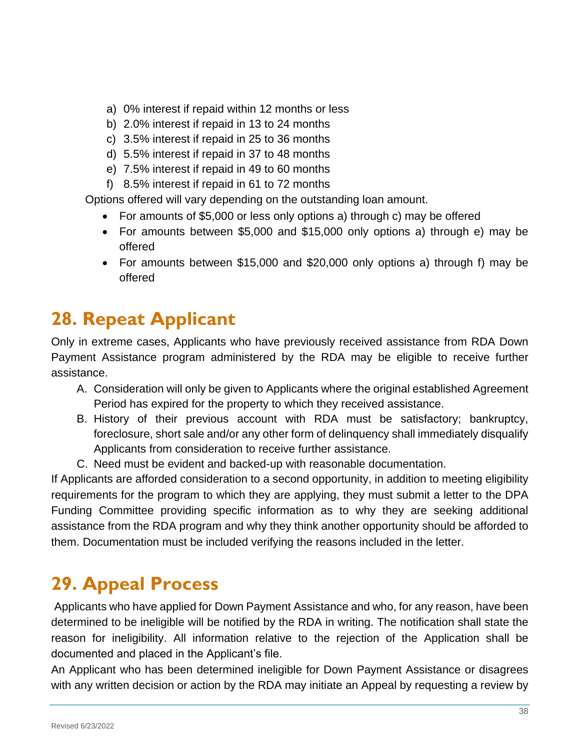a) 0% interest if repaid within 12 months or less
b) 2.0% interest if repaid in 13 to 24 months
c) 3.5% interest if repaid in 25 to 36 months
d) 5.5% interest if repaid in 37 to 48 months
e) 7.5% interest if repaid in 49 to 60 months
f) 8.5% interest if repaid in 61 to 72 months

Options offered will vary depending on the outstanding loan amount.

- For amounts of $5,000 or less only options a) through c) may be offered
- For amounts between $5,000 and $15,000 only options a) through e) may be offered
- For amounts between $15,000 and $20,000 only options a) through f) may be offered

## 28. Repeat Applicant

Only in extreme cases, Applicants who have previously received assistance from RDA Down Payment Assistance program administered by the RDA may be eligible to receive further assistance.

A. Consideration will only be given to Applicants where the original established Agreement Period has expired for the property to which they received assistance.
B. History of their previous account with RDA must be satisfactory; bankruptcy, foreclosure, short sale and/or any other form of delinquency shall immediately disqualify Applicants from consideration to receive further assistance.
C. Need must be evident and backed-up with reasonable documentation.

If Applicants are afforded consideration to a second opportunity, in addition to meeting eligibility requirements for the program to which they are applying, they must submit a letter to the DPA Funding Committee providing specific information as to why they are seeking additional assistance from the RDA program and why they think another opportunity should be afforded to them. Documentation must be included verifying the reasons included in the letter.

## 29. Appeal Process

Applicants who have applied for Down Payment Assistance and who, for any reason, have been determined to be ineligible will be notified by the RDA in writing. The notification shall state the reason for ineligibility. All information relative to the rejection of the Application shall be documented and placed in the Applicant's file.

An Applicant who has been determined ineligible for Down Payment Assistance or disagrees with any written decision or action by the RDA may initiate an Appeal by requesting a review by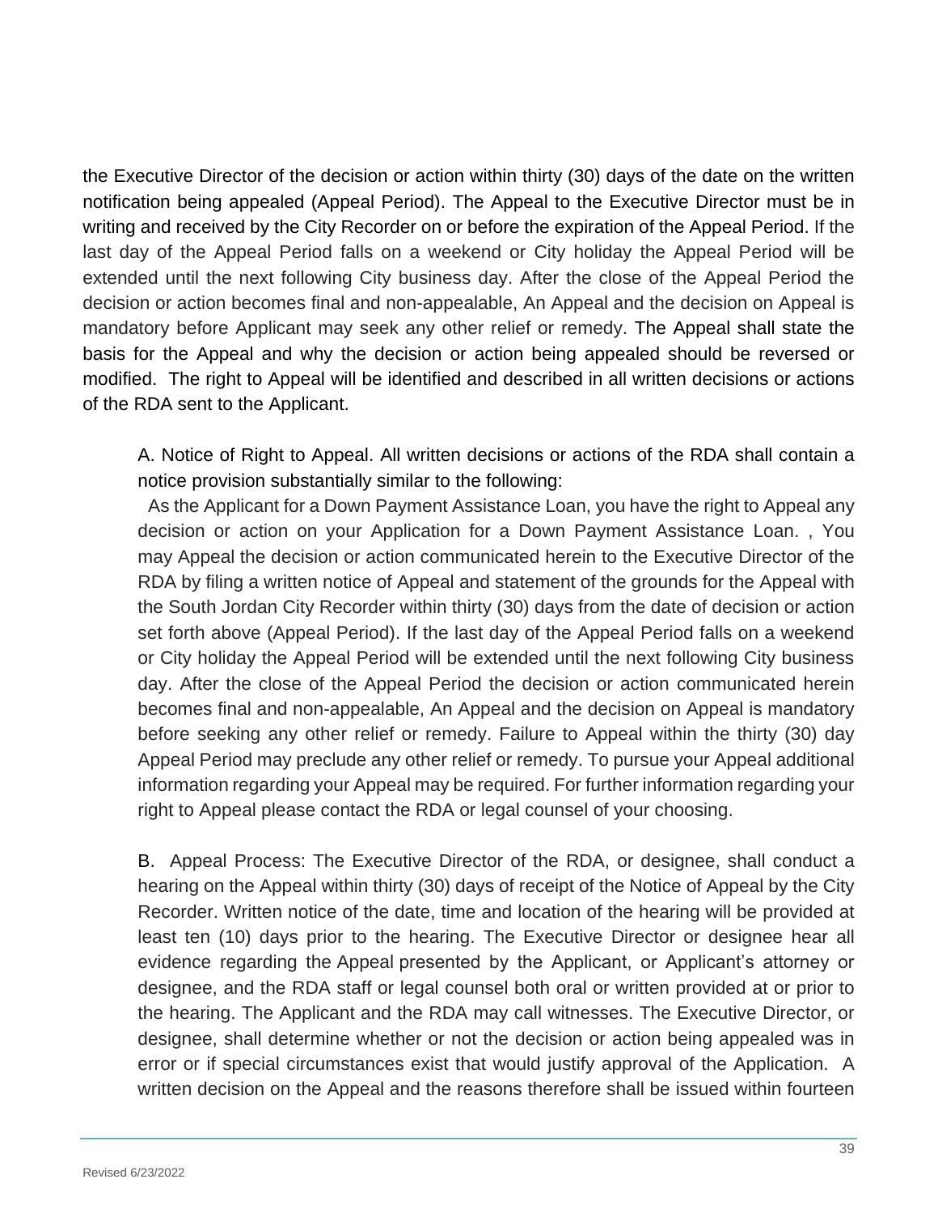the Executive Director of the decision or action within thirty (30) days of the date on the written notification being appealed (Appeal Period). The Appeal to the Executive Director must be in writing and received by the City Recorder on or before the expiration of the Appeal Period. If the last day of the Appeal Period falls on a weekend or City holiday the Appeal Period will be extended until the next following City business day. After the close of the Appeal Period the decision or action becomes final and non-appealable, An Appeal and the decision on Appeal is mandatory before Applicant may seek any other relief or remedy. The Appeal shall state the basis for the Appeal and why the decision or action being appealed should be reversed or modified. The right to Appeal will be identified and described in all written decisions or actions of the RDA sent to the Applicant.

A. Notice of Right to Appeal. All written decisions or actions of the RDA shall contain a notice provision substantially similar to the following:

As the Applicant for a Down Payment Assistance Loan, you have the right to Appeal any decision or action on your Application for a Down Payment Assistance Loan. , You may Appeal the decision or action communicated herein to the Executive Director of the RDA by filing a written notice of Appeal and statement of the grounds for the Appeal with the South Jordan City Recorder within thirty (30) days from the date of decision or action set forth above (Appeal Period). If the last day of the Appeal Period falls on a weekend or City holiday the Appeal Period will be extended until the next following City business day. After the close of the Appeal Period the decision or action communicated herein becomes final and non-appealable, An Appeal and the decision on Appeal is mandatory before seeking any other relief or remedy. Failure to Appeal within the thirty (30) day Appeal Period may preclude any other relief or remedy. To pursue your Appeal additional information regarding your Appeal may be required. For further information regarding your right to Appeal please contact the RDA or legal counsel of your choosing.

B. Appeal Process: The Executive Director of the RDA, or designee, shall conduct a hearing on the Appeal within thirty (30) days of receipt of the Notice of Appeal by the City Recorder. Written notice of the date, time and location of the hearing will be provided at least ten (10) days prior to the hearing. The Executive Director or designee hear all evidence regarding the Appeal presented by the Applicant, or Applicant's attorney or designee, and the RDA staff or legal counsel both oral or written provided at or prior to the hearing. The Applicant and the RDA may call witnesses. The Executive Director, or designee, shall determine whether or not the decision or action being appealed was in error or if special circumstances exist that would justify approval of the Application. A written decision on the Appeal and the reasons therefore shall be issued within fourteen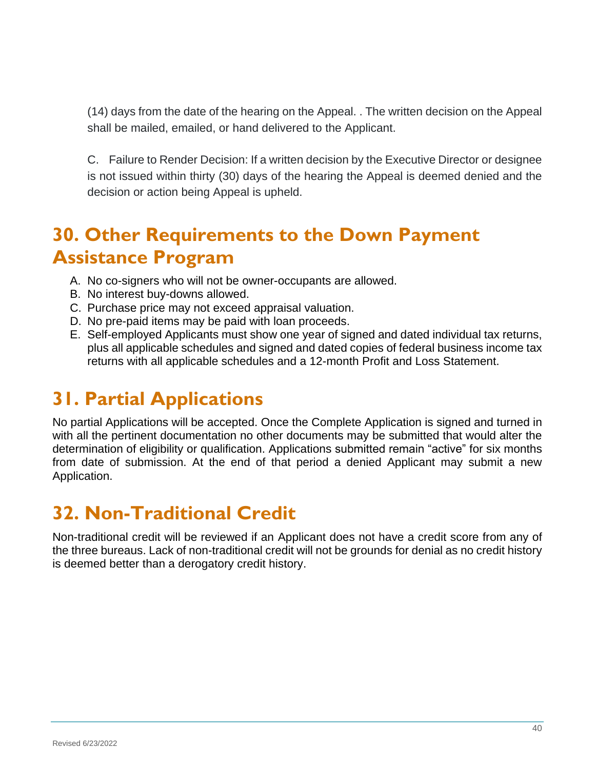(14) days from the date of the hearing on the Appeal. . The written decision on the Appeal shall be mailed, emailed, or hand delivered to the Applicant.

C. Failure to Render Decision: If a written decision by the Executive Director or designee is not issued within thirty (30) days of the hearing the Appeal is deemed denied and the decision or action being Appeal is upheld.

## 30. Other Requirements to the Down Payment Assistance Program

A. No co-signers who will not be owner-occupants are allowed.
B. No interest buy-downs allowed.
C. Purchase price may not exceed appraisal valuation.
D. No pre-paid items may be paid with loan proceeds.
E. Self-employed Applicants must show one year of signed and dated individual tax returns, plus all applicable schedules and signed and dated copies of federal business income tax returns with all applicable schedules and a 12-month Profit and Loss Statement.

## 31. Partial Applications

No partial Applications will be accepted. Once the Complete Application is signed and turned in with all the pertinent documentation no other documents may be submitted that would alter the determination of eligibility or qualification. Applications submitted remain "active" for six months from date of submission. At the end of that period a denied Applicant may submit a new Application.

## 32. Non-Traditional Credit

Non-traditional credit will be reviewed if an Applicant does not have a credit score from any of the three bureaus. Lack of non-traditional credit will not be grounds for denial as no credit history is deemed better than a derogatory credit history.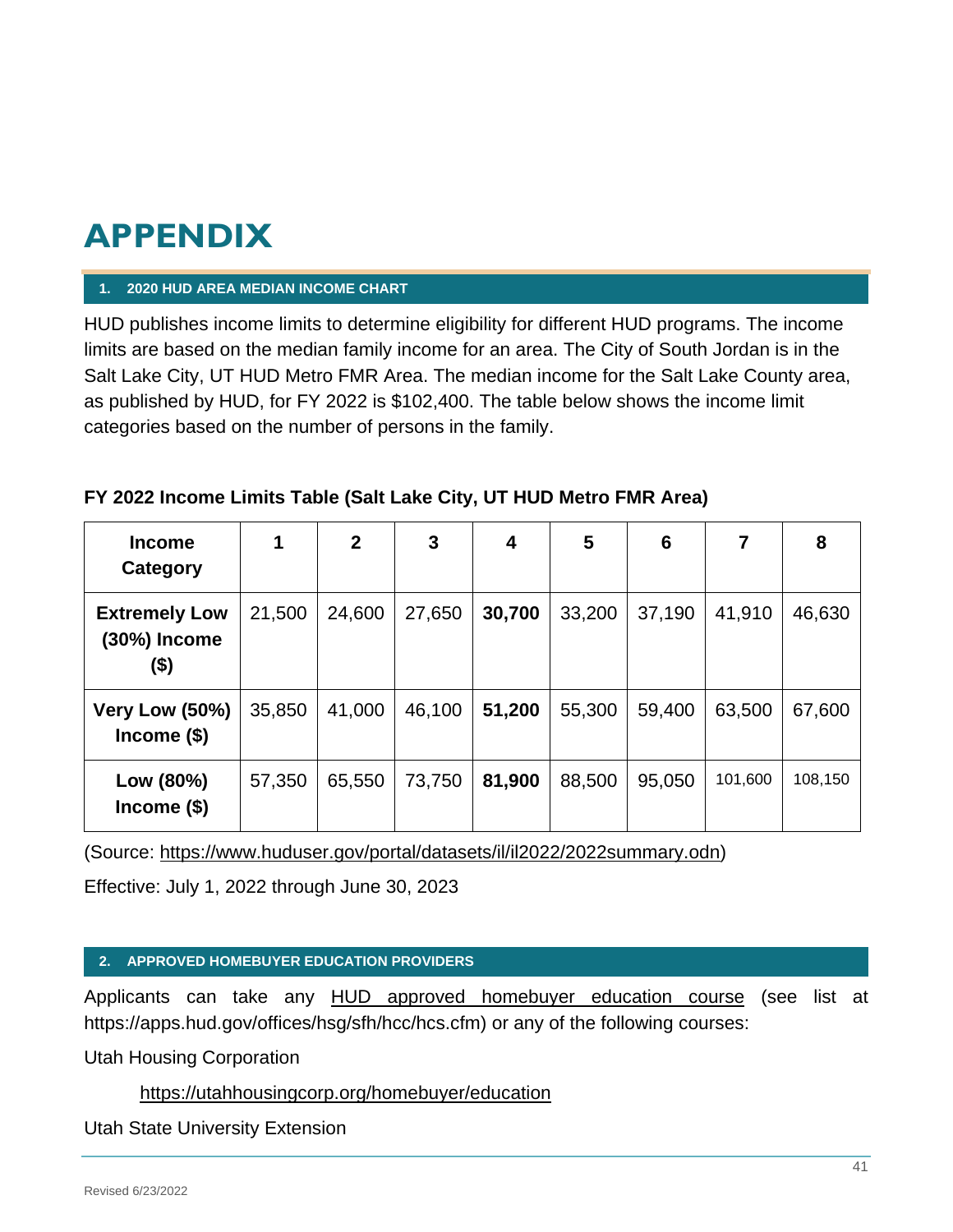# APPENDIX

## 1. 2020 HUD AREA MEDIAN INCOME CHART

HUD publishes income limits to determine eligibility for different HUD programs. The income limits are based on the median family income for an area. The City of South Jordan is in the Salt Lake City, UT HUD Metro FMR Area. The median income for the Salt Lake County area, as published by HUD, for FY 2022 is $102,400. The table below shows the income limit categories based on the number of persons in the family.

**FY 2022 Income Limits Table (Salt Lake City, UT HUD Metro FMR Area)**

| Income Category | 1 | 2 | 3 | 4 | 5 | 6 | 7 | 8 |
|---|---|---|---|---|---|---|---|---|
| **Extremely Low (30%) Income ($)** | 21,500 | 24,600 | 27,650 | **30,700** | 33,200 | 37,190 | 41,910 | 46,630 |
| **Very Low (50%) Income ($)** | 35,850 | 41,000 | 46,100 | **51,200** | 55,300 | 59,400 | 63,500 | 67,600 |
| **Low (80%) Income ($)** | 57,350 | 65,550 | 73,750 | **81,900** | 88,500 | 95,050 | 101,600 | 108,150 |

(Source: https://www.huduser.gov/portal/datasets/il/il2022/2022summary.odn)

Effective: July 1, 2022 through June 30, 2023

## 2. APPROVED HOMEBUYER EDUCATION PROVIDERS

Applicants can take any HUD approved homebuyer education course (see list at https://apps.hud.gov/offices/hsg/sfh/hcc/hcs.cfm) or any of the following courses:

Utah Housing Corporation

https://utahhousingcorp.org/homebuyer/education

Utah State University Extension

Revised 6/23/2022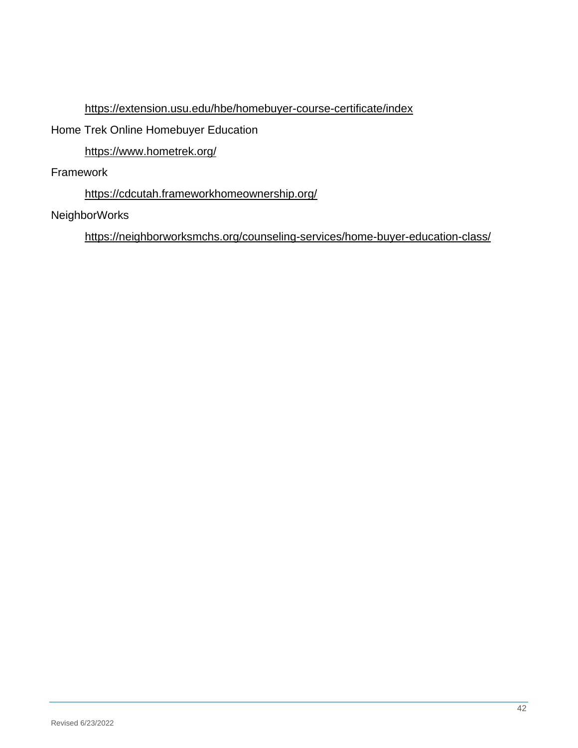https://extension.usu.edu/hbe/homebuyer-course-certificate/index

Home Trek Online Homebuyer Education

https://www.hometrek.org/

Framework

https://cdcutah.frameworkhomeownership.org/

NeighborWorks

https://neighborworksmchs.org/counseling-services/home-buyer-education-class/

Revised 6/23/2022